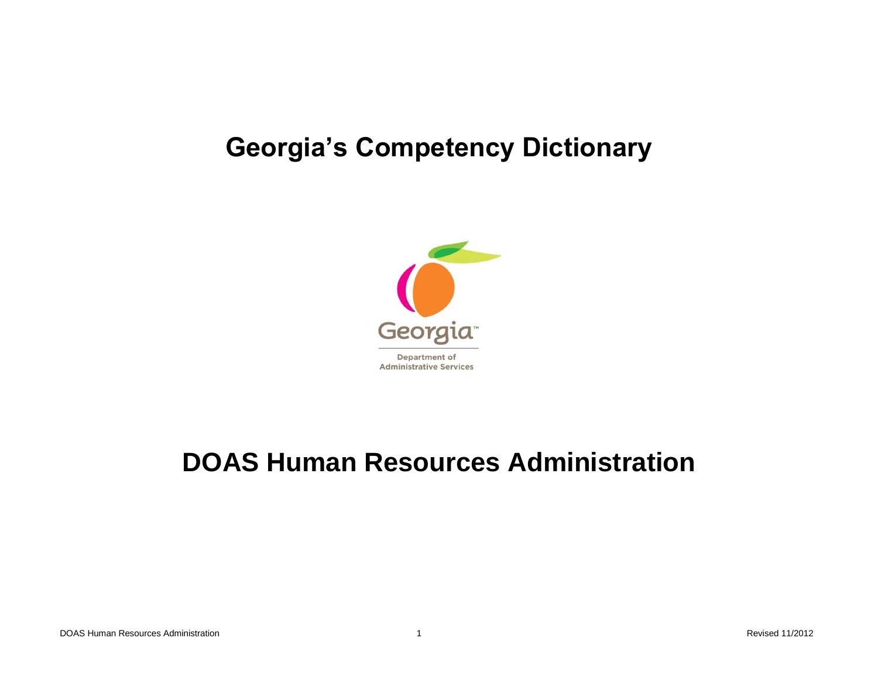# Georgia's Competency Dictionary

Georgia™

Department of Administrative Services

# DOAS Human Resources Administration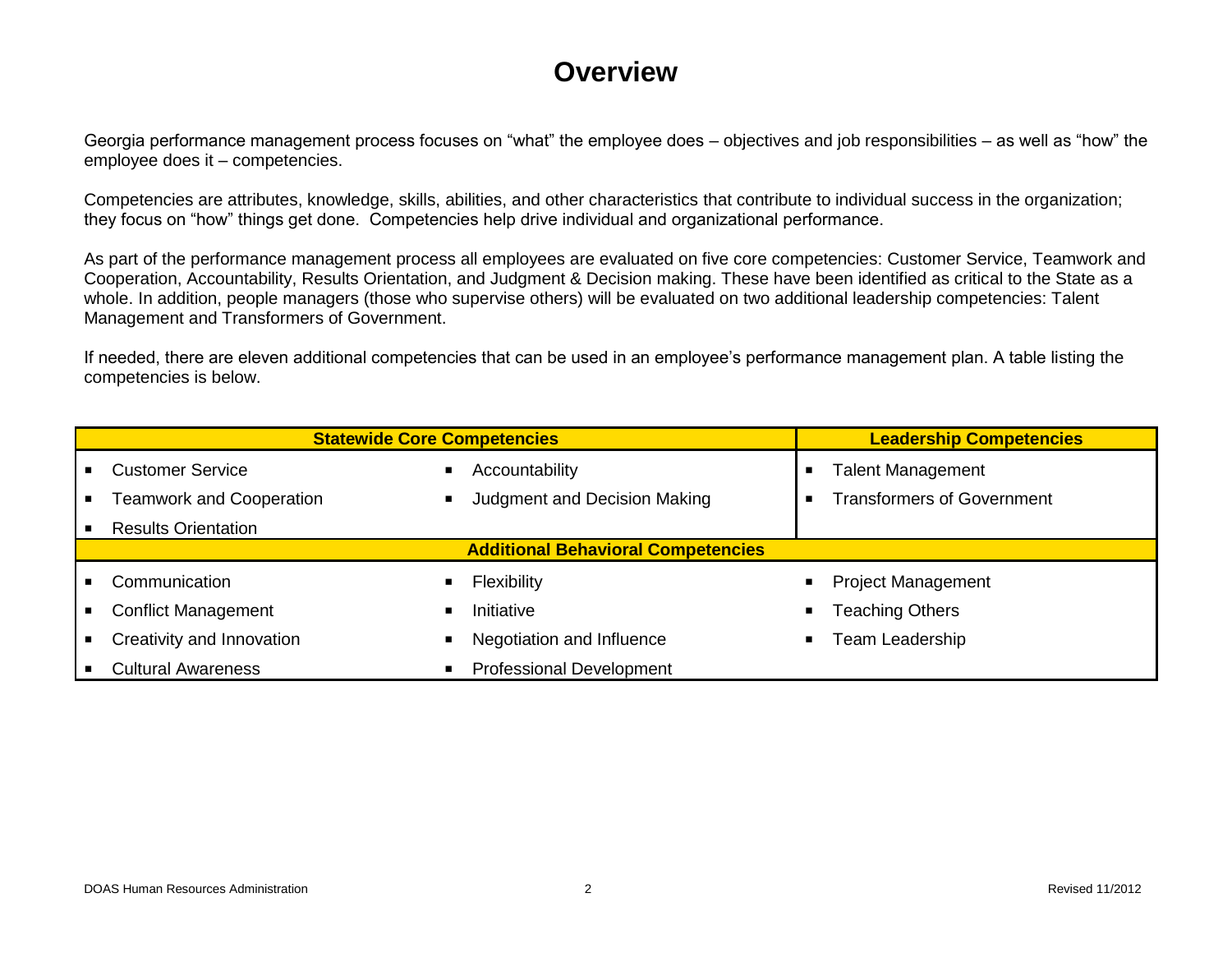# Overview

Georgia performance management process focuses on "what" the employee does – objectives and job responsibilities – as well as "how" the employee does it – competencies.

Competencies are attributes, knowledge, skills, abilities, and other characteristics that contribute to individual success in the organization; they focus on "how" things get done. Competencies help drive individual and organizational performance.

As part of the performance management process all employees are evaluated on five core competencies: Customer Service, Teamwork and Cooperation, Accountability, Results Orientation, and Judgment & Decision making. These have been identified as critical to the State as a whole. In addition, people managers (those who supervise others) will be evaluated on two additional leadership competencies: Talent Management and Transformers of Government.

If needed, there are eleven additional competencies that can be used in an employee's performance management plan. A table listing the competencies is below.

| **Statewide Core Competencies** | | **Leadership Competencies** |
|---|---|---|
| ▪ Customer Service | ▪ Accountability | ▪ Talent Management |
| ▪ Teamwork and Cooperation | ▪ Judgment and Decision Making | ▪ Transformers of Government |
| ▪ Results Orientation | | |
| **Additional Behavioral Competencies** | | |
| ▪ Communication | ▪ Flexibility | ▪ Project Management |
| ▪ Conflict Management | ▪ Initiative | ▪ Teaching Others |
| ▪ Creativity and Innovation | ▪ Negotiation and Influence | ▪ Team Leadership |
| ▪ Cultural Awareness | ▪ Professional Development | |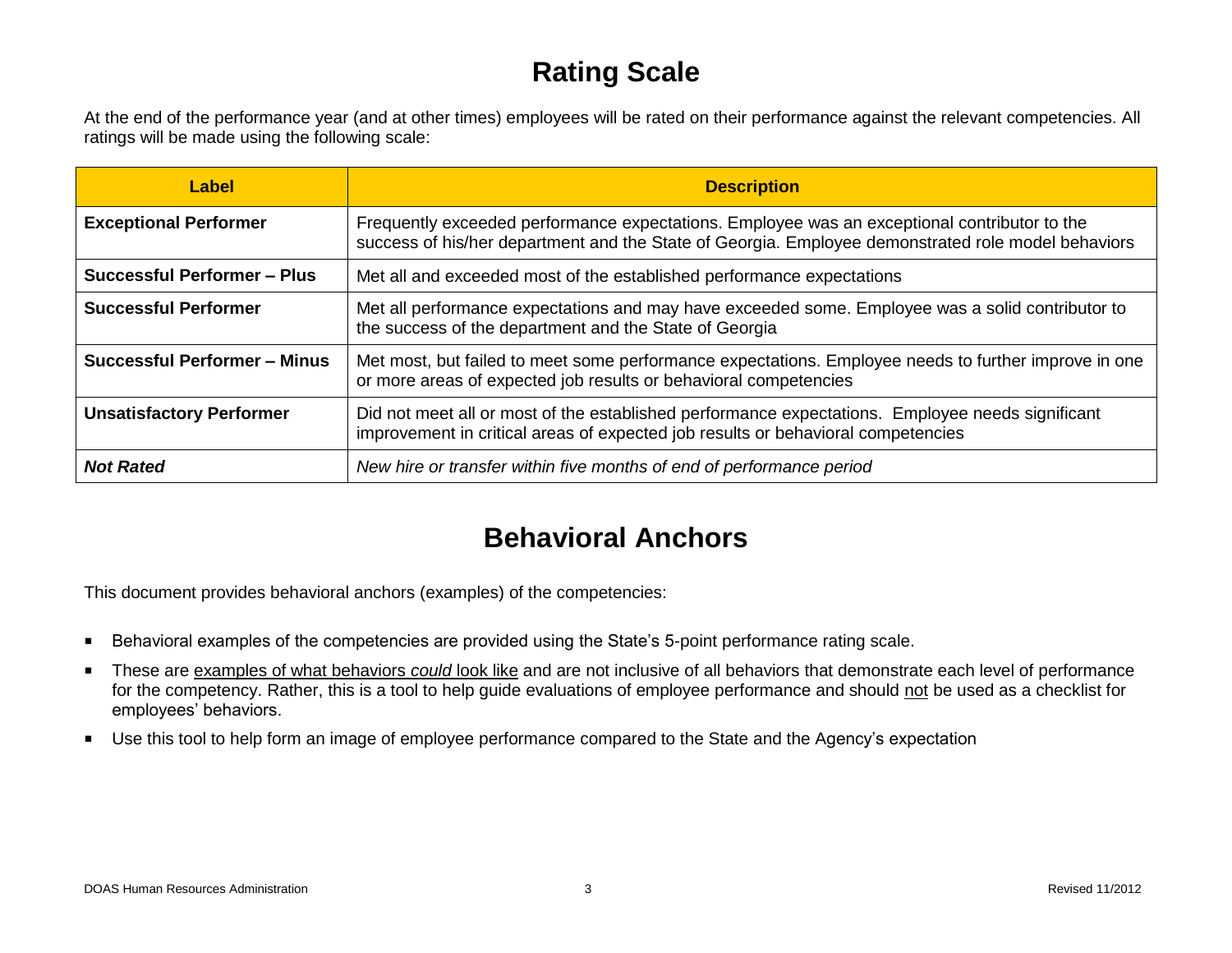# Rating Scale

At the end of the performance year (and at other times) employees will be rated on their performance against the relevant competencies. All ratings will be made using the following scale:

| Label | Description |
|---|---|
| **Exceptional Performer** | Frequently exceeded performance expectations. Employee was an exceptional contributor to the success of his/her department and the State of Georgia. Employee demonstrated role model behaviors |
| **Successful Performer – Plus** | Met all and exceeded most of the established performance expectations |
| **Successful Performer** | Met all performance expectations and may have exceeded some. Employee was a solid contributor to the success of the department and the State of Georgia |
| **Successful Performer – Minus** | Met most, but failed to meet some performance expectations. Employee needs to further improve in one or more areas of expected job results or behavioral competencies |
| **Unsatisfactory Performer** | Did not meet all or most of the established performance expectations. Employee needs significant improvement in critical areas of expected job results or behavioral competencies |
| ***Not Rated*** | *New hire or transfer within five months of end of performance period* |

# Behavioral Anchors

This document provides behavioral anchors (examples) of the competencies:

- Behavioral examples of the competencies are provided using the State's 5-point performance rating scale.
- These are examples of what behaviors *could* look like and are not inclusive of all behaviors that demonstrate each level of performance for the competency. Rather, this is a tool to help guide evaluations of employee performance and should not be used as a checklist for employees' behaviors.
- Use this tool to help form an image of employee performance compared to the State and the Agency's expectation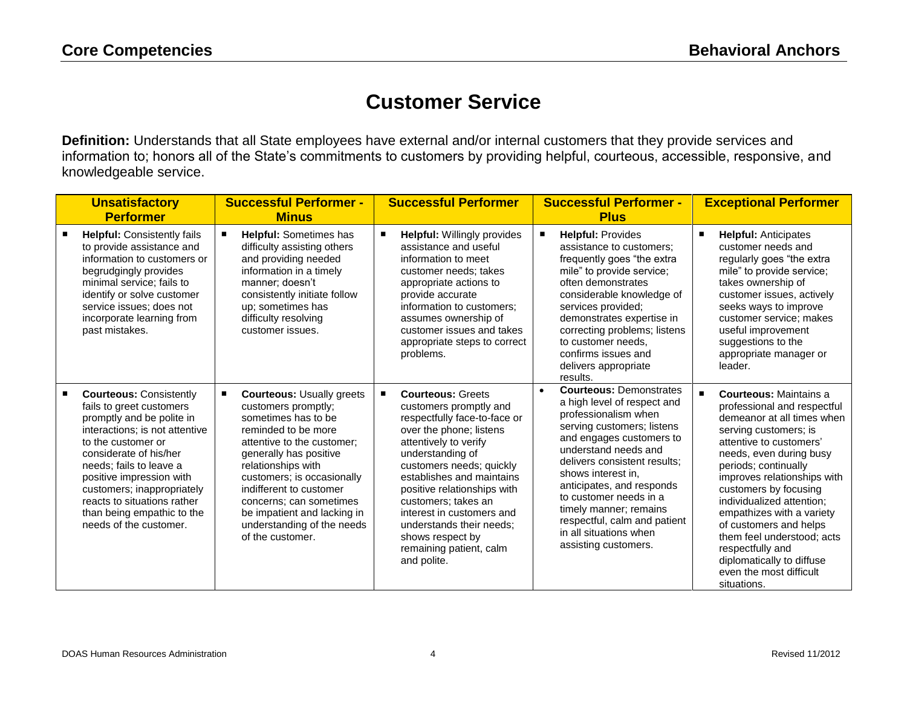# Customer Service

**Definition:** Understands that all State employees have external and/or internal customers that they provide services and information to; honors all of the State's commitments to customers by providing helpful, courteous, accessible, responsive, and knowledgeable service.

| Unsatisfactory Performer | Successful Performer - Minus | Successful Performer | Successful Performer - Plus | Exceptional Performer |
|---|---|---|---|---|
| **Helpful:** Consistently fails to provide assistance and information to customers or begrudgingly provides minimal service; fails to identify or solve customer service issues; does not incorporate learning from past mistakes. | **Helpful:** Sometimes has difficulty assisting others and providing needed information in a timely manner; doesn't consistently initiate follow up; sometimes has difficulty resolving customer issues. | **Helpful:** Willingly provides assistance and useful information to meet customer needs; takes appropriate actions to provide accurate information to customers; assumes ownership of customer issues and takes appropriate steps to correct problems. | **Helpful:** Provides assistance to customers; frequently goes "the extra mile" to provide service; often demonstrates considerable knowledge of services provided; demonstrates expertise in correcting problems; listens to customer needs, confirms issues and delivers appropriate results. | **Helpful:** Anticipates customer needs and regularly goes "the extra mile" to provide service; takes ownership of customer issues, actively seeks ways to improve customer service; makes useful improvement suggestions to the appropriate manager or leader. |
| **Courteous:** Consistently fails to greet customers promptly and be polite in interactions; is not attentive to the customer or considerate of his/her needs; fails to leave a positive impression with customers; inappropriately reacts to situations rather than being empathic to the needs of the customer. | **Courteous:** Usually greets customers promptly; sometimes has to be reminded to be more attentive to the customer; generally has positive relationships with customers; is occasionally indifferent to customer concerns; can sometimes be impatient and lacking in understanding of the needs of the customer. | **Courteous:** Greets customers promptly and respectfully face-to-face or over the phone; listens attentively to verify understanding of customers needs; quickly establishes and maintains positive relationships with customers; takes an interest in customers and understands their needs; shows respect by remaining patient, calm and polite. | **Courteous:** Demonstrates a high level of respect and professionalism when serving customers; listens and engages customers to understand needs and delivers consistent results; shows interest in, anticipates, and responds to customer needs in a timely manner; remains respectful, calm and patient in all situations when assisting customers. | **Courteous:** Maintains a professional and respectful demeanor at all times when serving customers; is attentive to customers' needs, even during busy periods; continually improves relationships with customers by focusing individualized attention; empathizes with a variety of customers and helps them feel understood; acts respectfully and diplomatically to diffuse even the most difficult situations. |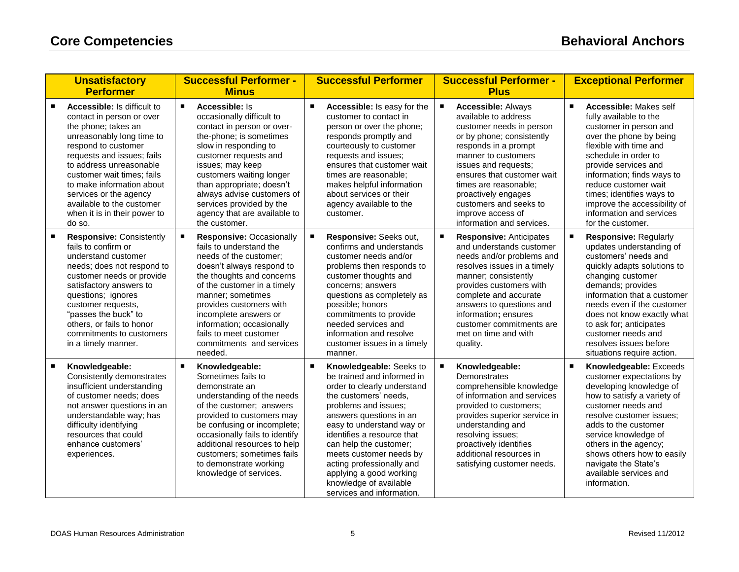## Core Competencies

## Behavioral Anchors

| Unsatisfactory Performer | Successful Performer - Minus | Successful Performer | Successful Performer - Plus | Exceptional Performer |
|---|---|---|---|---|
| ▪ **Accessible:** Is difficult to contact in person or over the phone; takes an unreasonably long time to respond to customer requests and issues; fails to address unreasonable customer wait times; fails to make information about services or the agency available to the customer when it is in their power to do so. | ▪ **Accessible:** Is occasionally difficult to contact in person or over-the-phone; is sometimes slow in responding to customer requests and issues; may keep customers waiting longer than appropriate; doesn't always advise customers of services provided by the agency that are available to the customer. | ▪ **Accessible:** Is easy for the customer to contact in person or over the phone; responds promptly and courteously to customer requests and issues; ensures that customer wait times are reasonable; makes helpful information about services or their agency available to the customer. | ▪ **Accessible:** Always available to address customer needs in person or by phone; consistently responds in a prompt manner to customers issues and requests; ensures that customer wait times are reasonable; proactively engages customers and seeks to improve access of information and services. | ▪ **Accessible:** Makes self fully available to the customer in person and over the phone by being flexible with time and schedule in order to provide services and information; finds ways to reduce customer wait times; identifies ways to improve the accessibility of information and services for the customer. |
| ▪ **Responsive:** Consistently fails to confirm or understand customer needs; does not respond to customer needs or provide satisfactory answers to questions; ignores customer requests, "passes the buck" to others, or fails to honor commitments to customers in a timely manner. | ▪ **Responsive:** Occasionally fails to understand the needs of the customer; doesn't always respond to the thoughts and concerns of the customer in a timely manner; sometimes provides customers with incomplete answers or information; occasionally fails to meet customer commitments and services needed. | ▪ **Responsive:** Seeks out, confirms and understands customer needs and/or problems then responds to customer thoughts and concerns; answers questions as completely as possible; honors commitments to provide needed services and information and resolve customer issues in a timely manner. | ▪ **Responsive:** Anticipates and understands customer needs and/or problems and resolves issues in a timely manner; consistently provides customers with complete and accurate answers to questions and information**;** ensures customer commitments are met on time and with quality. | ▪ **Responsive:** Regularly updates understanding of customers' needs and quickly adapts solutions to changing customer demands; provides information that a customer needs even if the customer does not know exactly what to ask for; anticipates customer needs and resolves issues before situations require action. |
| ▪ **Knowledgeable:** Consistently demonstrates insufficient understanding of customer needs; does not answer questions in an understandable way; has difficulty identifying resources that could enhance customers' experiences. | ▪ **Knowledgeable:** Sometimes fails to demonstrate an understanding of the needs of the customer; answers provided to customers may be confusing or incomplete; occasionally fails to identify additional resources to help customers; sometimes fails to demonstrate working knowledge of services. | ▪ **Knowledgeable:** Seeks to be trained and informed in order to clearly understand the customers' needs, problems and issues; answers questions in an easy to understand way or identifies a resource that can help the customer; meets customer needs by acting professionally and applying a good working knowledge of available services and information. | ▪ **Knowledgeable:** Demonstrates comprehensible knowledge of information and services provided to customers; provides superior service in understanding and resolving issues; proactively identifies additional resources in satisfying customer needs. | ▪ **Knowledgeable:** Exceeds customer expectations by developing knowledge of how to satisfy a variety of customer needs and resolve customer issues; adds to the customer service knowledge of others in the agency; shows others how to easily navigate the State's available services and information. |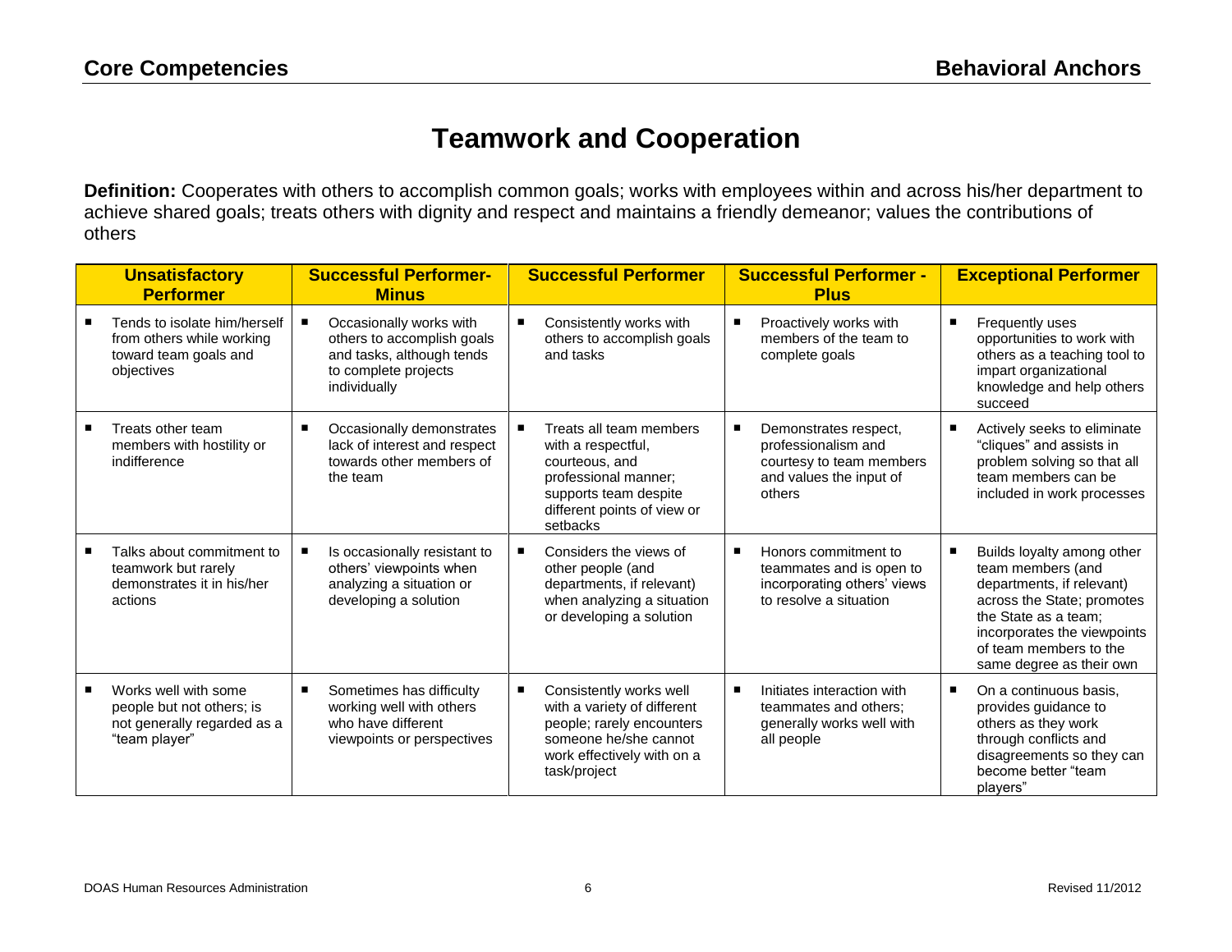# Teamwork and Cooperation

**Definition:** Cooperates with others to accomplish common goals; works with employees within and across his/her department to achieve shared goals; treats others with dignity and respect and maintains a friendly demeanor; values the contributions of others

| Unsatisfactory Performer | Successful Performer-Minus | Successful Performer | Successful Performer - Plus | Exceptional Performer |
|---|---|---|---|---|
| ▪ Tends to isolate him/herself from others while working toward team goals and objectives | ▪ Occasionally works with others to accomplish goals and tasks, although tends to complete projects individually | ▪ Consistently works with others to accomplish goals and tasks | ▪ Proactively works with members of the team to complete goals | ▪ Frequently uses opportunities to work with others as a teaching tool to impart organizational knowledge and help others succeed |
| ▪ Treats other team members with hostility or indifference | ▪ Occasionally demonstrates lack of interest and respect towards other members of the team | ▪ Treats all team members with a respectful, courteous, and professional manner; supports team despite different points of view or setbacks | ▪ Demonstrates respect, professionalism and courtesy to team members and values the input of others | ▪ Actively seeks to eliminate "cliques" and assists in problem solving so that all team members can be included in work processes |
| ▪ Talks about commitment to teamwork but rarely demonstrates it in his/her actions | ▪ Is occasionally resistant to others' viewpoints when analyzing a situation or developing a solution | ▪ Considers the views of other people (and departments, if relevant) when analyzing a situation or developing a solution | ▪ Honors commitment to teammates and is open to incorporating others' views to resolve a situation | ▪ Builds loyalty among other team members (and departments, if relevant) across the State; promotes the State as a team; incorporates the viewpoints of team members to the same degree as their own |
| ▪ Works well with some people but not others; is not generally regarded as a "team player" | ▪ Sometimes has difficulty working well with others who have different viewpoints or perspectives | ▪ Consistently works well with a variety of different people; rarely encounters someone he/she cannot work effectively with on a task/project | ▪ Initiates interaction with teammates and others; generally works well with all people | ▪ On a continuous basis, provides guidance to others as they work through conflicts and disagreements so they can become better "team players" |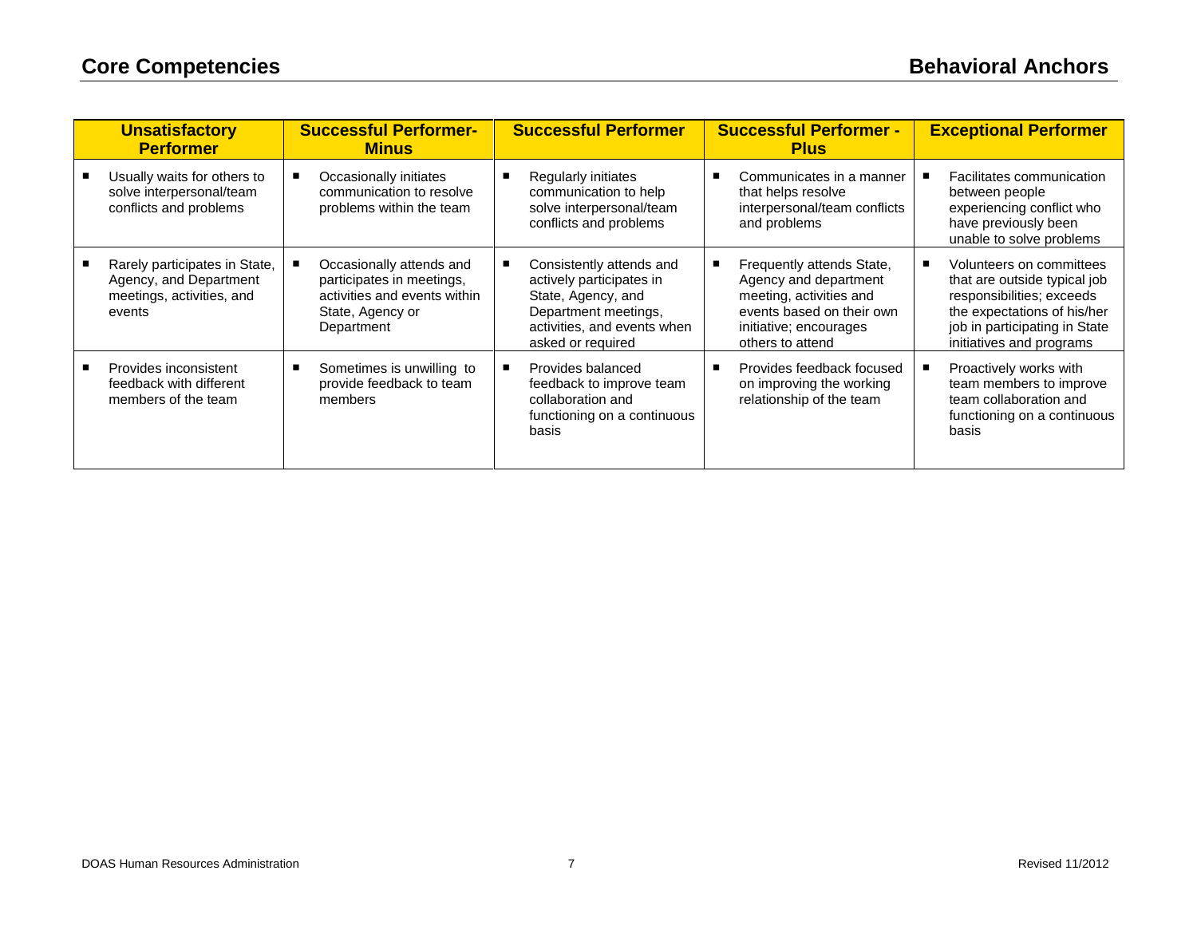| Unsatisfactory Performer | Successful Performer-Minus | Successful Performer | Successful Performer - Plus | Exceptional Performer |
|---|---|---|---|---|
| ▪ Usually waits for others to solve interpersonal/team conflicts and problems | ▪ Occasionally initiates communication to resolve problems within the team | ▪ Regularly initiates communication to help solve interpersonal/team conflicts and problems | ▪ Communicates in a manner that helps resolve interpersonal/team conflicts and problems | ▪ Facilitates communication between people experiencing conflict who have previously been unable to solve problems |
| ▪ Rarely participates in State, Agency, and Department meetings, activities, and events | ▪ Occasionally attends and participates in meetings, activities and events within State, Agency or Department | ▪ Consistently attends and actively participates in State, Agency, and Department meetings, activities, and events when asked or required | ▪ Frequently attends State, Agency and department meeting, activities and events based on their own initiative; encourages others to attend | ▪ Volunteers on committees that are outside typical job responsibilities; exceeds the expectations of his/her job in participating in State initiatives and programs |
| ▪ Provides inconsistent feedback with different members of the team | ▪ Sometimes is unwilling to provide feedback to team members | ▪ Provides balanced feedback to improve team collaboration and functioning on a continuous basis | ▪ Provides feedback focused on improving the working relationship of the team | ▪ Proactively works with team members to improve team collaboration and functioning on a continuous basis |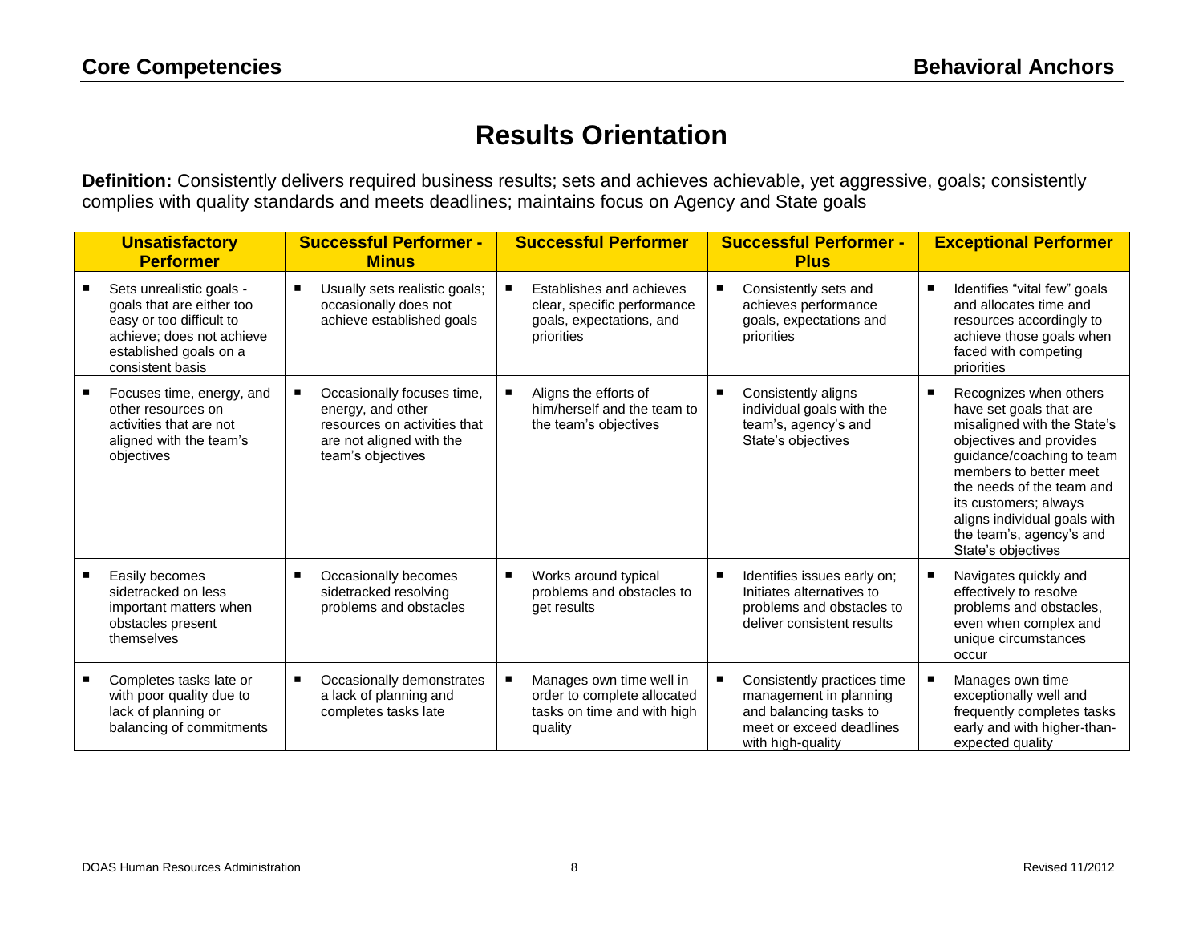# Results Orientation

**Definition:** Consistently delivers required business results; sets and achieves achievable, yet aggressive, goals; consistently complies with quality standards and meets deadlines; maintains focus on Agency and State goals

| Unsatisfactory Performer | Successful Performer - Minus | Successful Performer | Successful Performer - Plus | Exceptional Performer |
|---|---|---|---|---|
| ▪ Sets unrealistic goals - goals that are either too easy or too difficult to achieve; does not achieve established goals on a consistent basis | ▪ Usually sets realistic goals; occasionally does not achieve established goals | ▪ Establishes and achieves clear, specific performance goals, expectations, and priorities | ▪ Consistently sets and achieves performance goals, expectations and priorities | ▪ Identifies "vital few" goals and allocates time and resources accordingly to achieve those goals when faced with competing priorities |
| ▪ Focuses time, energy, and other resources on activities that are not aligned with the team's objectives | ▪ Occasionally focuses time, energy, and other resources on activities that are not aligned with the team's objectives | ▪ Aligns the efforts of him/herself and the team to the team's objectives | ▪ Consistently aligns individual goals with the team's, agency's and State's objectives | ▪ Recognizes when others have set goals that are misaligned with the State's objectives and provides guidance/coaching to team members to better meet the needs of the team and its customers; always aligns individual goals with the team's, agency's and State's objectives |
| ▪ Easily becomes sidetracked on less important matters when obstacles present themselves | ▪ Occasionally becomes sidetracked resolving problems and obstacles | ▪ Works around typical problems and obstacles to get results | ▪ Identifies issues early on; Initiates alternatives to problems and obstacles to deliver consistent results | ▪ Navigates quickly and effectively to resolve problems and obstacles, even when complex and unique circumstances occur |
| ▪ Completes tasks late or with poor quality due to lack of planning or balancing of commitments | ▪ Occasionally demonstrates a lack of planning and completes tasks late | ▪ Manages own time well in order to complete allocated tasks on time and with high quality | ▪ Consistently practices time management in planning and balancing tasks to meet or exceed deadlines with high-quality | ▪ Manages own time exceptionally well and frequently completes tasks early and with higher-than-expected quality |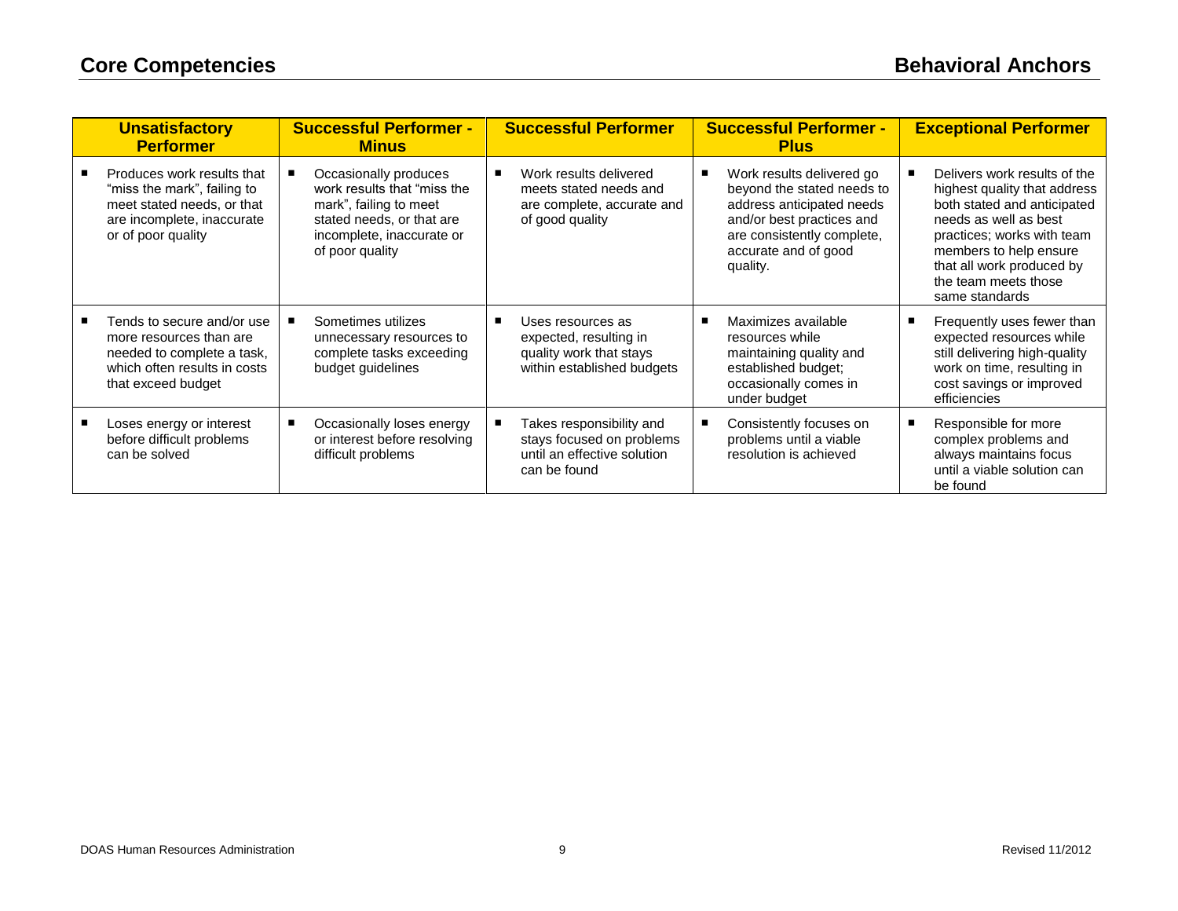| Unsatisfactory Performer | Successful Performer - Minus | Successful Performer | Successful Performer - Plus | Exceptional Performer |
|---|---|---|---|---|
| ▪ Produces work results that "miss the mark", failing to meet stated needs, or that are incomplete, inaccurate or of poor quality | ▪ Occasionally produces work results that "miss the mark", failing to meet stated needs, or that are incomplete, inaccurate or of poor quality | ▪ Work results delivered meets stated needs and are complete, accurate and of good quality | ▪ Work results delivered go beyond the stated needs to address anticipated needs and/or best practices and are consistently complete, accurate and of good quality. | ▪ Delivers work results of the highest quality that address both stated and anticipated needs as well as best practices; works with team members to help ensure that all work produced by the team meets those same standards |
| ▪ Tends to secure and/or use more resources than are needed to complete a task, which often results in costs that exceed budget | ▪ Sometimes utilizes unnecessary resources to complete tasks exceeding budget guidelines | ▪ Uses resources as expected, resulting in quality work that stays within established budgets | ▪ Maximizes available resources while maintaining quality and established budget; occasionally comes in under budget | ▪ Frequently uses fewer than expected resources while still delivering high-quality work on time, resulting in cost savings or improved efficiencies |
| ▪ Loses energy or interest before difficult problems can be solved | ▪ Occasionally loses energy or interest before resolving difficult problems | ▪ Takes responsibility and stays focused on problems until an effective solution can be found | ▪ Consistently focuses on problems until a viable resolution is achieved | ▪ Responsible for more complex problems and always maintains focus until a viable solution can be found |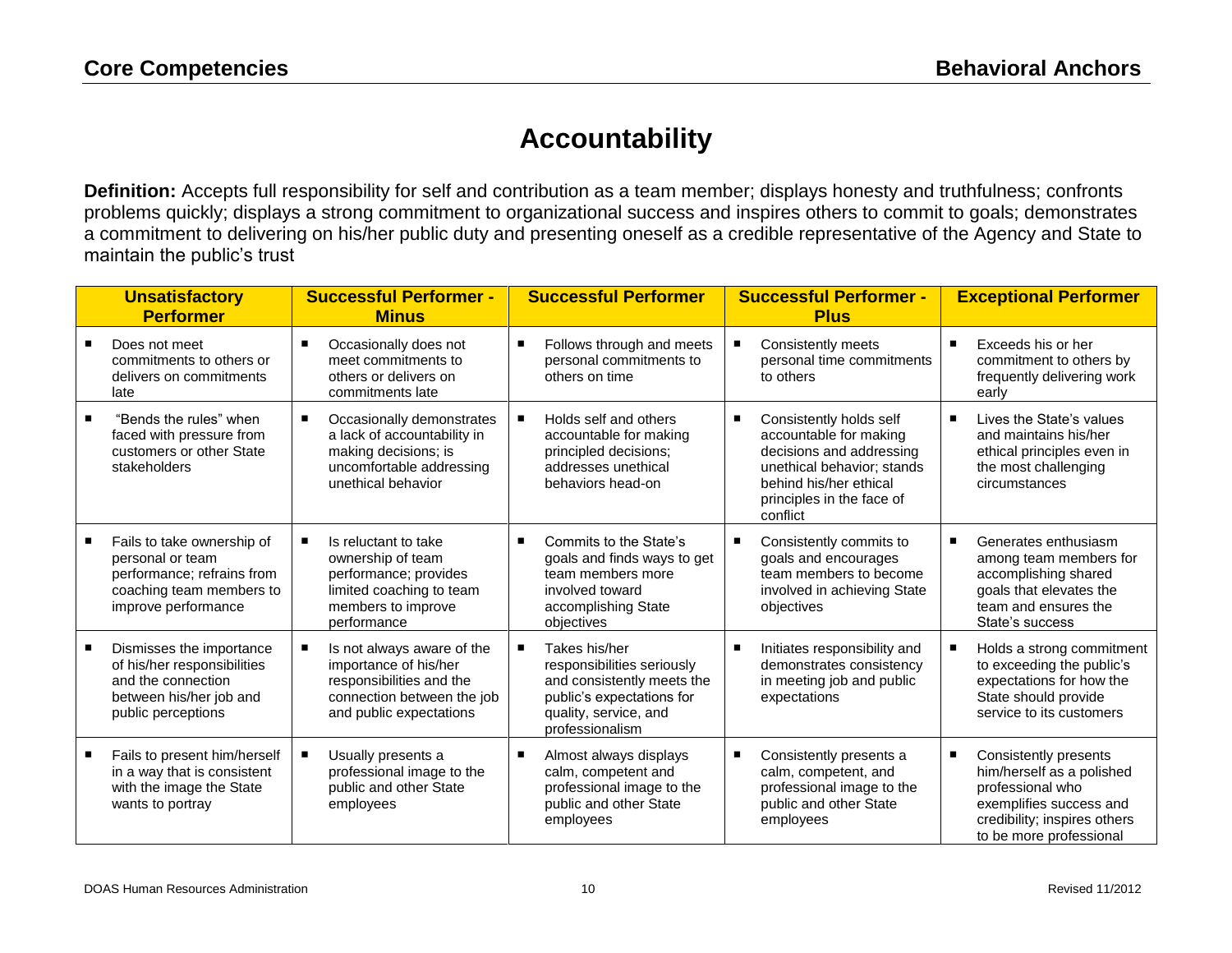## Accountability

**Definition:** Accepts full responsibility for self and contribution as a team member; displays honesty and truthfulness; confronts problems quickly; displays a strong commitment to organizational success and inspires others to commit to goals; demonstrates a commitment to delivering on his/her public duty and presenting oneself as a credible representative of the Agency and State to maintain the public's trust

| Unsatisfactory Performer | Successful Performer - Minus | Successful Performer | Successful Performer - Plus | Exceptional Performer |
|---|---|---|---|---|
| ▪ Does not meet commitments to others or delivers on commitments late | ▪ Occasionally does not meet commitments to others or delivers on commitments late | ▪ Follows through and meets personal commitments to others on time | ▪ Consistently meets personal time commitments to others | ▪ Exceeds his or her commitment to others by frequently delivering work early |
| ▪ "Bends the rules" when faced with pressure from customers or other State stakeholders | ▪ Occasionally demonstrates a lack of accountability in making decisions; is uncomfortable addressing unethical behavior | ▪ Holds self and others accountable for making principled decisions; addresses unethical behaviors head-on | ▪ Consistently holds self accountable for making decisions and addressing unethical behavior; stands behind his/her ethical principles in the face of conflict | ▪ Lives the State's values and maintains his/her ethical principles even in the most challenging circumstances |
| ▪ Fails to take ownership of personal or team performance; refrains from coaching team members to improve performance | ▪ Is reluctant to take ownership of team performance; provides limited coaching to team members to improve performance | ▪ Commits to the State's goals and finds ways to get team members more involved toward accomplishing State objectives | ▪ Consistently commits to goals and encourages team members to become involved in achieving State objectives | ▪ Generates enthusiasm among team members for accomplishing shared goals that elevates the team and ensures the State's success |
| ▪ Dismisses the importance of his/her responsibilities and the connection between his/her job and public perceptions | ▪ Is not always aware of the importance of his/her responsibilities and the connection between the job and public expectations | ▪ Takes his/her responsibilities seriously and consistently meets the public's expectations for quality, service, and professionalism | ▪ Initiates responsibility and demonstrates consistency in meeting job and public expectations | ▪ Holds a strong commitment to exceeding the public's expectations for how the State should provide service to its customers |
| ▪ Fails to present him/herself in a way that is consistent with the image the State wants to portray | ▪ Usually presents a professional image to the public and other State employees | ▪ Almost always displays calm, competent and professional image to the public and other State employees | ▪ Consistently presents a calm, competent, and professional image to the public and other State employees | ▪ Consistently presents him/herself as a polished professional who exemplifies success and credibility; inspires others to be more professional |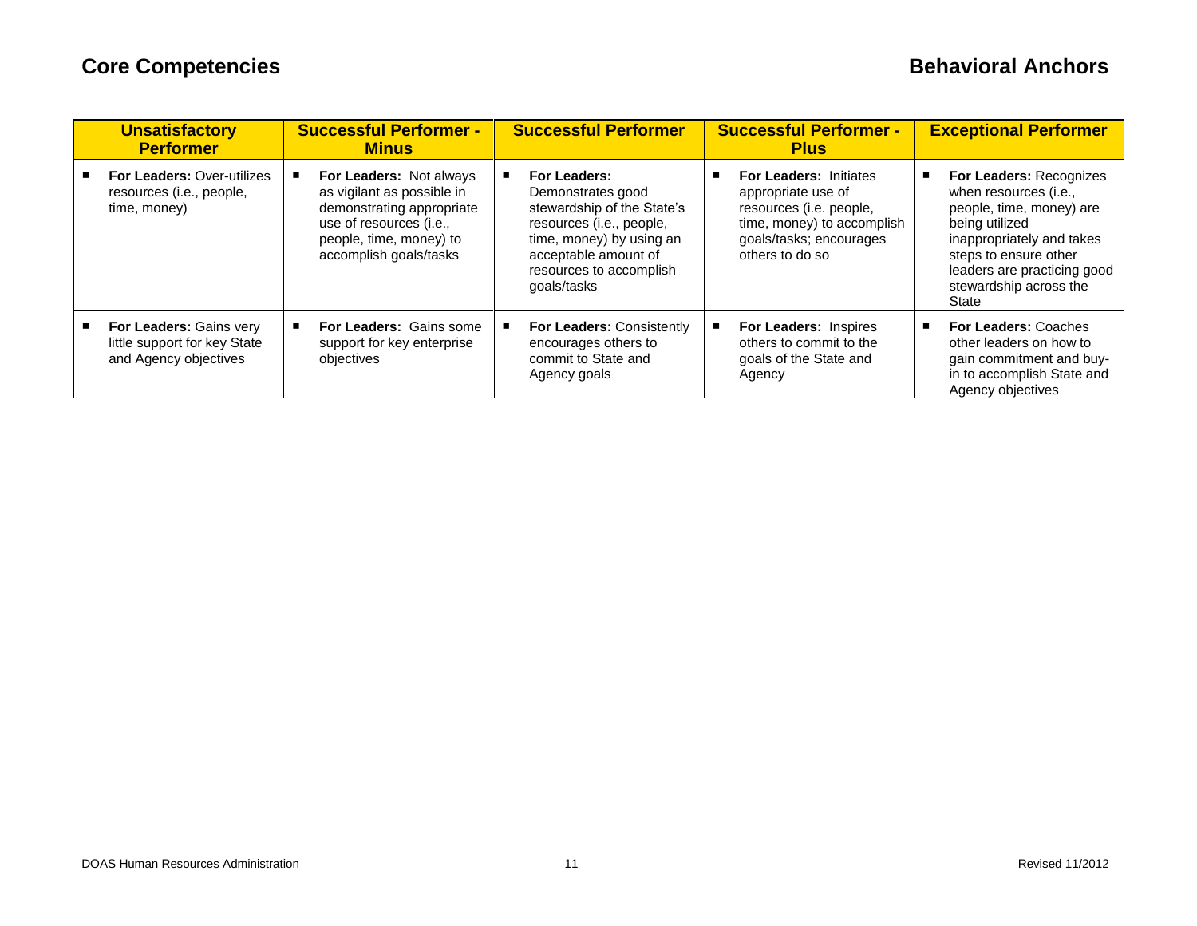| Unsatisfactory Performer | Successful Performer - Minus | Successful Performer | Successful Performer - Plus | Exceptional Performer |
|---|---|---|---|---|
| ▪ **For Leaders:** Over-utilizes resources (i.e., people, time, money) | ▪ **For Leaders:** Not always as vigilant as possible in demonstrating appropriate use of resources (i.e., people, time, money) to accomplish goals/tasks | ▪ **For Leaders:** Demonstrates good stewardship of the State's resources (i.e., people, time, money) by using an acceptable amount of resources to accomplish goals/tasks | ▪ **For Leaders:** Initiates appropriate use of resources (i.e. people, time, money) to accomplish goals/tasks; encourages others to do so | ▪ **For Leaders:** Recognizes when resources (i.e., people, time, money) are being utilized inappropriately and takes steps to ensure other leaders are practicing good stewardship across the State |
| ▪ **For Leaders:** Gains very little support for key State and Agency objectives | ▪ **For Leaders:** Gains some support for key enterprise objectives | ▪ **For Leaders:** Consistently encourages others to commit to State and Agency goals | ▪ **For Leaders:** Inspires others to commit to the goals of the State and Agency | ▪ **For Leaders:** Coaches other leaders on how to gain commitment and buy-in to accomplish State and Agency objectives |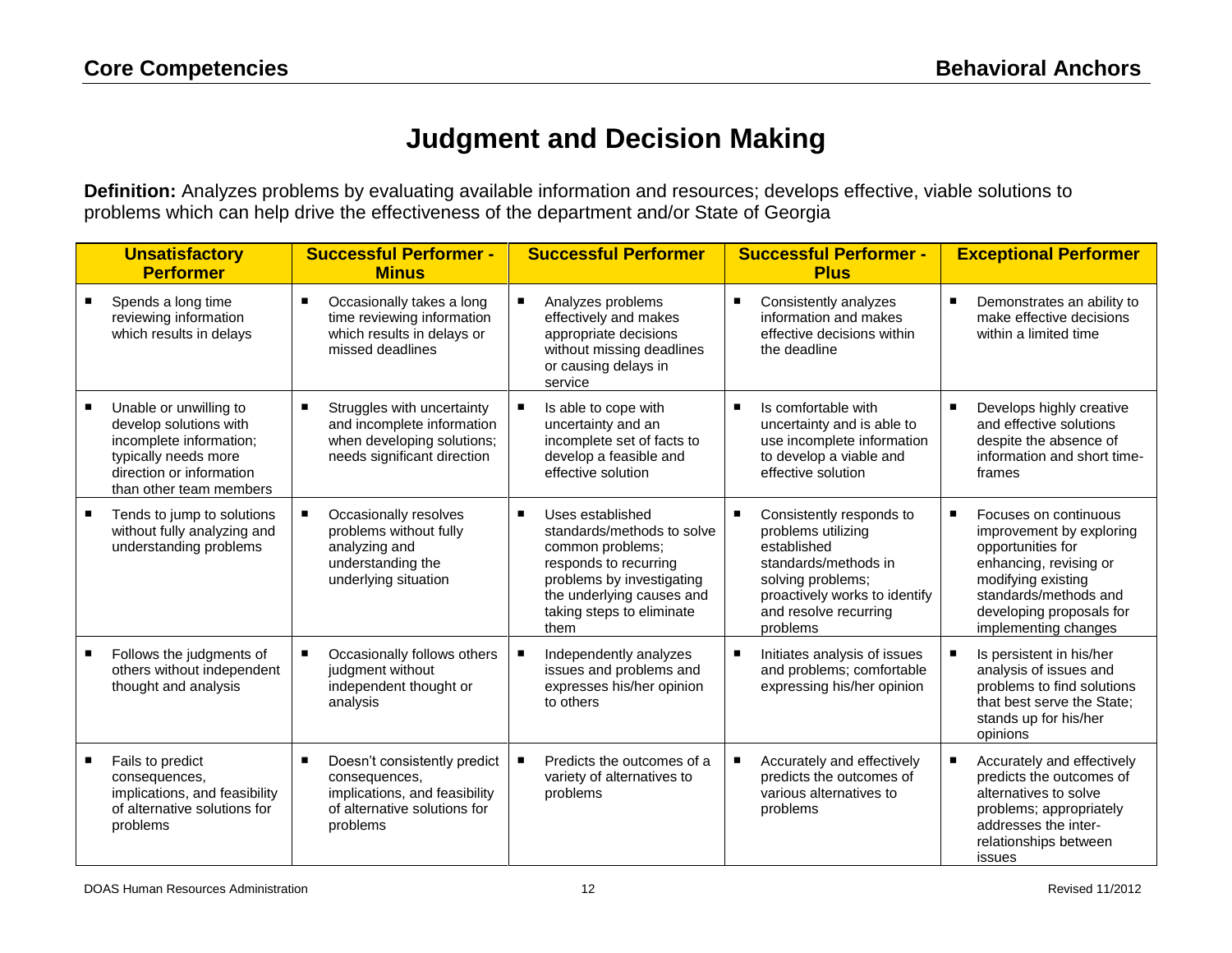# Judgment and Decision Making

**Definition:** Analyzes problems by evaluating available information and resources; develops effective, viable solutions to problems which can help drive the effectiveness of the department and/or State of Georgia

| Unsatisfactory Performer | Successful Performer - Minus | Successful Performer | Successful Performer - Plus | Exceptional Performer |
|---|---|---|---|---|
| ▪ Spends a long time reviewing information which results in delays | ▪ Occasionally takes a long time reviewing information which results in delays or missed deadlines | ▪ Analyzes problems effectively and makes appropriate decisions without missing deadlines or causing delays in service | ▪ Consistently analyzes information and makes effective decisions within the deadline | ▪ Demonstrates an ability to make effective decisions within a limited time |
| ▪ Unable or unwilling to develop solutions with incomplete information; typically needs more direction or information than other team members | ▪ Struggles with uncertainty and incomplete information when developing solutions; needs significant direction | ▪ Is able to cope with uncertainty and an incomplete set of facts to develop a feasible and effective solution | ▪ Is comfortable with uncertainty and is able to use incomplete information to develop a viable and effective solution | ▪ Develops highly creative and effective solutions despite the absence of information and short time-frames |
| ▪ Tends to jump to solutions without fully analyzing and understanding problems | ▪ Occasionally resolves problems without fully analyzing and understanding the underlying situation | ▪ Uses established standards/methods to solve common problems; responds to recurring problems by investigating the underlying causes and taking steps to eliminate them | ▪ Consistently responds to problems utilizing established standards/methods in solving problems; proactively works to identify and resolve recurring problems | ▪ Focuses on continuous improvement by exploring opportunities for enhancing, revising or modifying existing standards/methods and developing proposals for implementing changes |
| ▪ Follows the judgments of others without independent thought and analysis | ▪ Occasionally follows others judgment without independent thought or analysis | ▪ Independently analyzes issues and problems and expresses his/her opinion to others | ▪ Initiates analysis of issues and problems; comfortable expressing his/her opinion | ▪ Is persistent in his/her analysis of issues and problems to find solutions that best serve the State; stands up for his/her opinions |
| ▪ Fails to predict consequences, implications, and feasibility of alternative solutions for problems | ▪ Doesn't consistently predict consequences, implications, and feasibility of alternative solutions for problems | ▪ Predicts the outcomes of a variety of alternatives to problems | ▪ Accurately and effectively predicts the outcomes of various alternatives to problems | ▪ Accurately and effectively predicts the outcomes of alternatives to solve problems; appropriately addresses the inter-relationships between issues |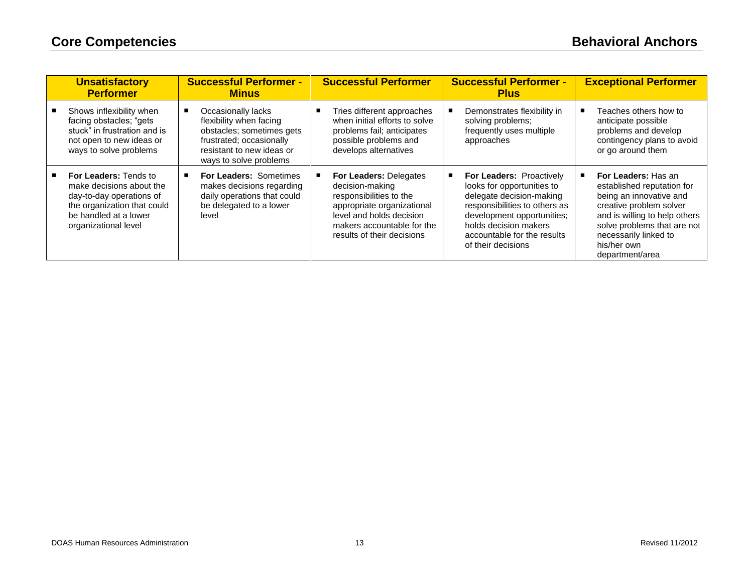| Unsatisfactory Performer | Successful Performer - Minus | Successful Performer | Successful Performer - Plus | Exceptional Performer |
|---|---|---|---|---|
| ■ Shows inflexibility when facing obstacles; "gets stuck" in frustration and is not open to new ideas or ways to solve problems | ■ Occasionally lacks flexibility when facing obstacles; sometimes gets frustrated; occasionally resistant to new ideas or ways to solve problems | ■ Tries different approaches when initial efforts to solve problems fail; anticipates possible problems and develops alternatives | ■ Demonstrates flexibility in solving problems; frequently uses multiple approaches | ■ Teaches others how to anticipate possible problems and develop contingency plans to avoid or go around them |
| ■ **For Leaders:** Tends to make decisions about the day-to-day operations of the organization that could be handled at a lower organizational level | ■ **For Leaders:** Sometimes makes decisions regarding daily operations that could be delegated to a lower level | ■ **For Leaders:** Delegates decision-making responsibilities to the appropriate organizational level and holds decision makers accountable for the results of their decisions | ■ **For Leaders:** Proactively looks for opportunities to delegate decision-making responsibilities to others as development opportunities; holds decision makers accountable for the results of their decisions | ■ **For Leaders:** Has an established reputation for being an innovative and creative problem solver and is willing to help others solve problems that are not necessarily linked to his/her own department/area |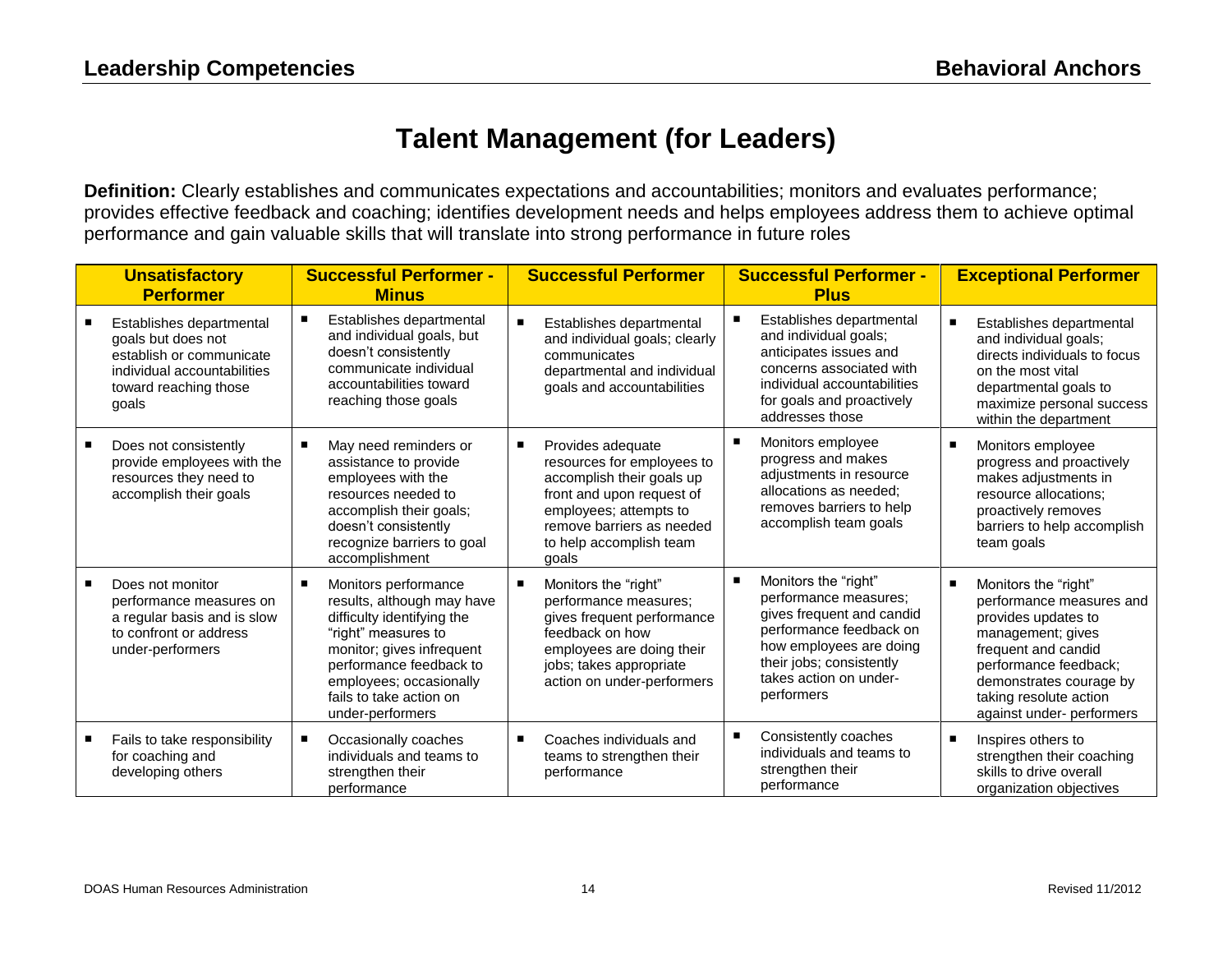# Talent Management (for Leaders)

**Definition:** Clearly establishes and communicates expectations and accountabilities; monitors and evaluates performance; provides effective feedback and coaching; identifies development needs and helps employees address them to achieve optimal performance and gain valuable skills that will translate into strong performance in future roles

| Unsatisfactory Performer | Successful Performer - Minus | Successful Performer | Successful Performer - Plus | Exceptional Performer |
|---|---|---|---|---|
| ▪ Establishes departmental goals but does not establish or communicate individual accountabilities toward reaching those goals | ▪ Establishes departmental and individual goals, but doesn't consistently communicate individual accountabilities toward reaching those goals | ▪ Establishes departmental and individual goals; clearly communicates departmental and individual goals and accountabilities | ▪ Establishes departmental and individual goals; anticipates issues and concerns associated with individual accountabilities for goals and proactively addresses those | ▪ Establishes departmental and individual goals; directs individuals to focus on the most vital departmental goals to maximize personal success within the department |
| ▪ Does not consistently provide employees with the resources they need to accomplish their goals | ▪ May need reminders or assistance to provide employees with the resources needed to accomplish their goals; doesn't consistently recognize barriers to goal accomplishment | ▪ Provides adequate resources for employees to accomplish their goals up front and upon request of employee; attempts to remove barriers as needed to help accomplish team goals | ▪ Monitors employee progress and makes adjustments in resource allocations as needed; removes barriers to help accomplish team goals | ▪ Monitors employee progress and proactively makes adjustments in resource allocations; proactively removes barriers to help accomplish team goals |
| ▪ Does not monitor performance measures on a regular basis and is slow to confront or address under-performers | ▪ Monitors performance results, although may have difficulty identifying the "right" measures to monitor; gives infrequent performance feedback to employees; occasionally fails to take action on under-performers | ▪ Monitors the "right" performance measures; gives frequent performance feedback on how employees are doing their jobs; takes appropriate action on under-performers | ▪ Monitors the "right" performance measures; gives frequent and candid performance feedback on how employees are doing their jobs; consistently takes action on under-performers | ▪ Monitors the "right" performance measures and provides updates to management; gives frequent and candid performance feedback; demonstrates courage by taking resolute action against under- performers |
| ▪ Fails to take responsibility for coaching and developing others | ▪ Occasionally coaches individuals and teams to strengthen their performance | ▪ Coaches individuals and teams to strengthen their performance | ▪ Consistently coaches individuals and teams to strengthen their performance | ▪ Inspires others to strengthen their coaching skills to drive overall organization objectives |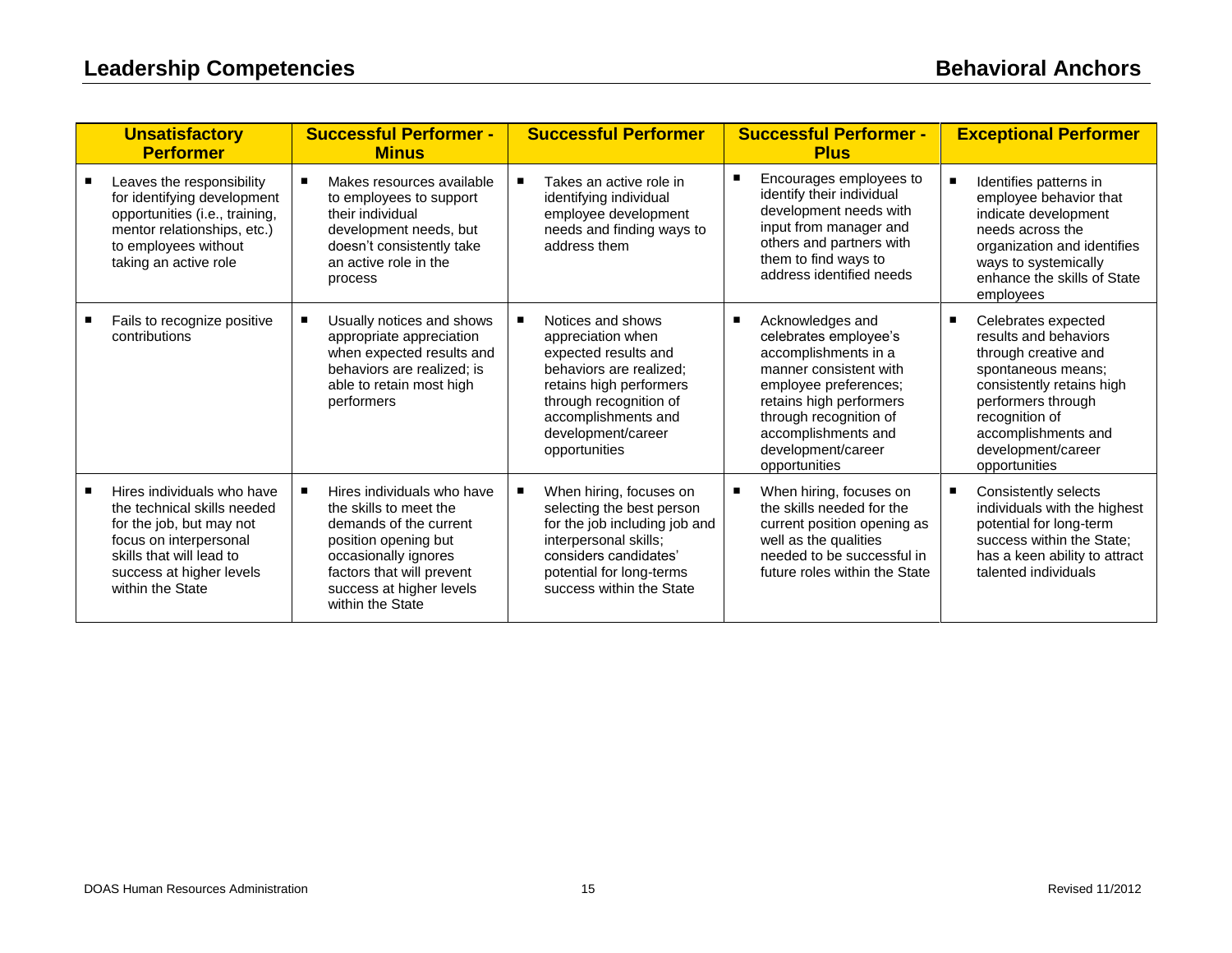| Unsatisfactory Performer | Successful Performer - Minus | Successful Performer | Successful Performer - Plus | Exceptional Performer |
|---|---|---|---|---|
| Leaves the responsibility for identifying development opportunities (i.e., training, mentor relationships, etc.) to employees without taking an active role | Makes resources available to employees to support their individual development needs, but doesn't consistently take an active role in the process | Takes an active role in identifying individual employee development needs and finding ways to address them | Encourages employees to identify their individual development needs with input from manager and others and partners with them to find ways to address identified needs | Identifies patterns in employee behavior that indicate development needs across the organization and identifies ways to systemically enhance the skills of State employees |
| Fails to recognize positive contributions | Usually notices and shows appropriate appreciation when expected results and behaviors are realized; is able to retain most high performers | Notices and shows appreciation when expected results and behaviors are realized; retains high performers through recognition of accomplishments and development/career opportunities | Acknowledges and celebrates employee's accomplishments in a manner consistent with employee preferences; retains high performers through recognition of accomplishments and development/career opportunities | Celebrates expected results and behaviors through creative and spontaneous means; consistently retains high performers through recognition of accomplishments and development/career opportunities |
| Hires individuals who have the technical skills needed for the job, but may not focus on interpersonal skills that will lead to success at higher levels within the State | Hires individuals who have the skills to meet the demands of the current position opening but occasionally ignores factors that will prevent success at higher levels within the State | When hiring, focuses on selecting the best person for the job including job and interpersonal skills; considers candidates' potential for long-terms success within the State | When hiring, focuses on the skills needed for the current position opening as well as the qualities needed to be successful in future roles within the State | Consistently selects individuals with the highest potential for long-term success within the State; has a keen ability to attract talented individuals |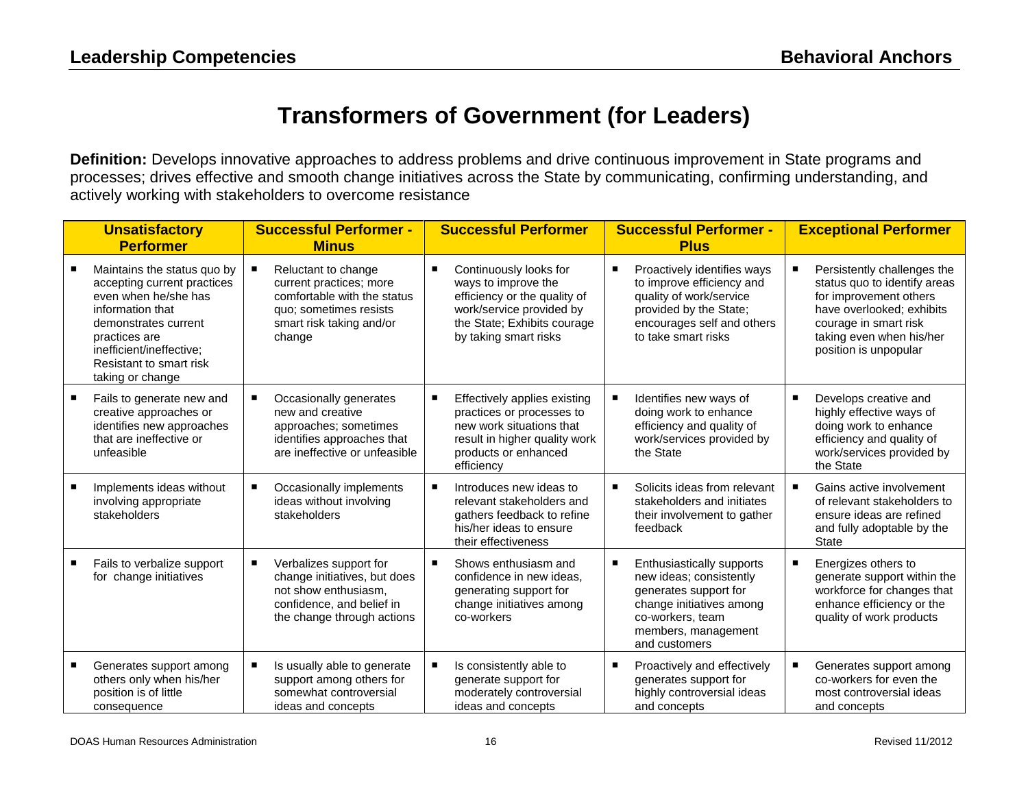# Transformers of Government (for Leaders)

**Definition:** Develops innovative approaches to address problems and drive continuous improvement in State programs and processes; drives effective and smooth change initiatives across the State by communicating, confirming understanding, and actively working with stakeholders to overcome resistance

| Unsatisfactory Performer | Successful Performer - Minus | Successful Performer | Successful Performer - Plus | Exceptional Performer |
|---|---|---|---|---|
| ▪ Maintains the status quo by accepting current practices even when he/she has information that demonstrates current practices are inefficient/ineffective; Resistant to smart risk taking or change | ▪ Reluctant to change current practices; more comfortable with the status quo; sometimes resists smart risk taking and/or change | ▪ Continuously looks for ways to improve the efficiency or the quality of work/service provided by the State; Exhibits courage by taking smart risks | ▪ Proactively identifies ways to improve efficiency and quality of work/service provided by the State; encourages self and others to take smart risks | ▪ Persistently challenges the status quo to identify areas for improvement others have overlooked; exhibits courage in smart risk taking even when his/her position is unpopular |
| ▪ Fails to generate new and creative approaches or identifies new approaches that are ineffective or unfeasible | ▪ Occasionally generates new and creative approaches; sometimes identifies approaches that are ineffective or unfeasible | ▪ Effectively applies existing practices or processes to new work situations that result in higher quality work products or enhanced efficiency | ▪ Identifies new ways of doing work to enhance efficiency and quality of work/services provided by the State | ▪ Develops creative and highly effective ways of doing work to enhance efficiency and quality of work/services provided by the State |
| ▪ Implements ideas without involving appropriate stakeholders | ▪ Occasionally implements ideas without involving stakeholders | ▪ Introduces new ideas to relevant stakeholders and gathers feedback to refine his/her ideas to ensure their effectiveness | ▪ Solicits ideas from relevant stakeholders and initiates their involvement to gather feedback | ▪ Gains active involvement of relevant stakeholders to ensure ideas are refined and fully adoptable by the State |
| ▪ Fails to verbalize support for change initiatives | ▪ Verbalizes support for change initiatives, but does not show enthusiasm, confidence, and belief in the change through actions | ▪ Shows enthusiasm and confidence in new ideas, generating support for change initiatives among co-workers | ▪ Enthusiastically supports new ideas; consistently generates support for change initiatives among co-workers, team members, management and customers | ▪ Energizes others to generate support within the workforce for changes that enhance efficiency or the quality of work products |
| ▪ Generates support among others only when his/her position is of little consequence | ▪ Is usually able to generate support among others for somewhat controversial ideas and concepts | ▪ Is consistently able to generate support for moderately controversial ideas and concepts | ▪ Proactively and effectively generates support for highly controversial ideas and concepts | ▪ Generates support among co-workers for even the most controversial ideas and concepts |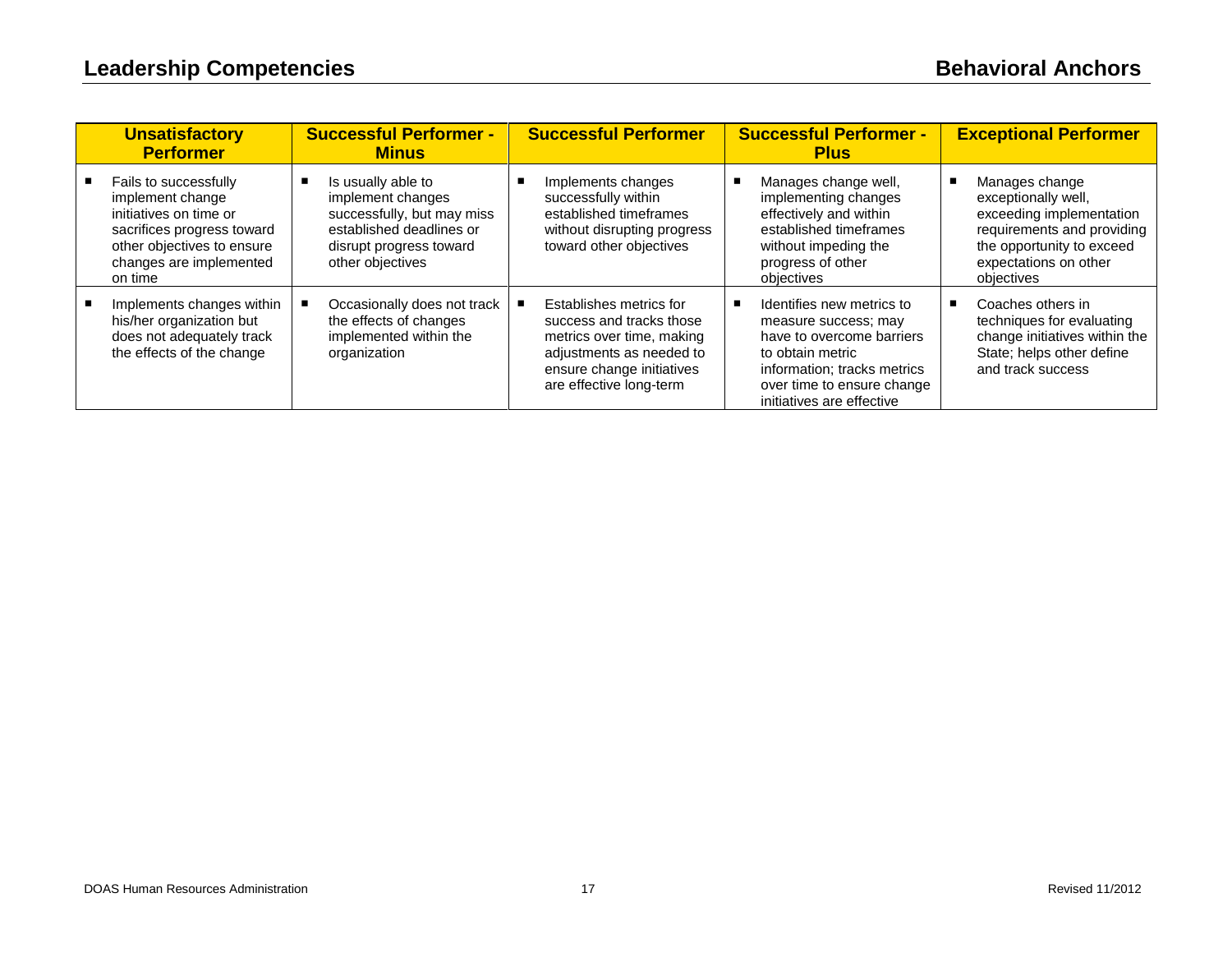| Unsatisfactory Performer | Successful Performer - Minus | Successful Performer | Successful Performer - Plus | Exceptional Performer |
|---|---|---|---|---|
| ▪ Fails to successfully implement change initiatives on time or sacrifices progress toward other objectives to ensure changes are implemented on time | ▪ Is usually able to implement changes successfully, but may miss established deadlines or disrupt progress toward other objectives | ▪ Implements changes successfully within established timeframes without disrupting progress toward other objectives | ▪ Manages change well, implementing changes effectively and within established timeframes without impeding the progress of other objectives | ▪ Manages change exceptionally well, exceeding implementation requirements and providing the opportunity to exceed expectations on other objectives |
| ▪ Implements changes within his/her organization but does not adequately track the effects of the change | ▪ Occasionally does not track the effects of changes implemented within the organization | ▪ Establishes metrics for success and tracks those metrics over time, making adjustments as needed to ensure change initiatives are effective long-term | ▪ Identifies new metrics to measure success; may have to overcome barriers to obtain metric information; tracks metrics over time to ensure change initiatives are effective | ▪ Coaches others in techniques for evaluating change initiatives within the State; helps other define and track success |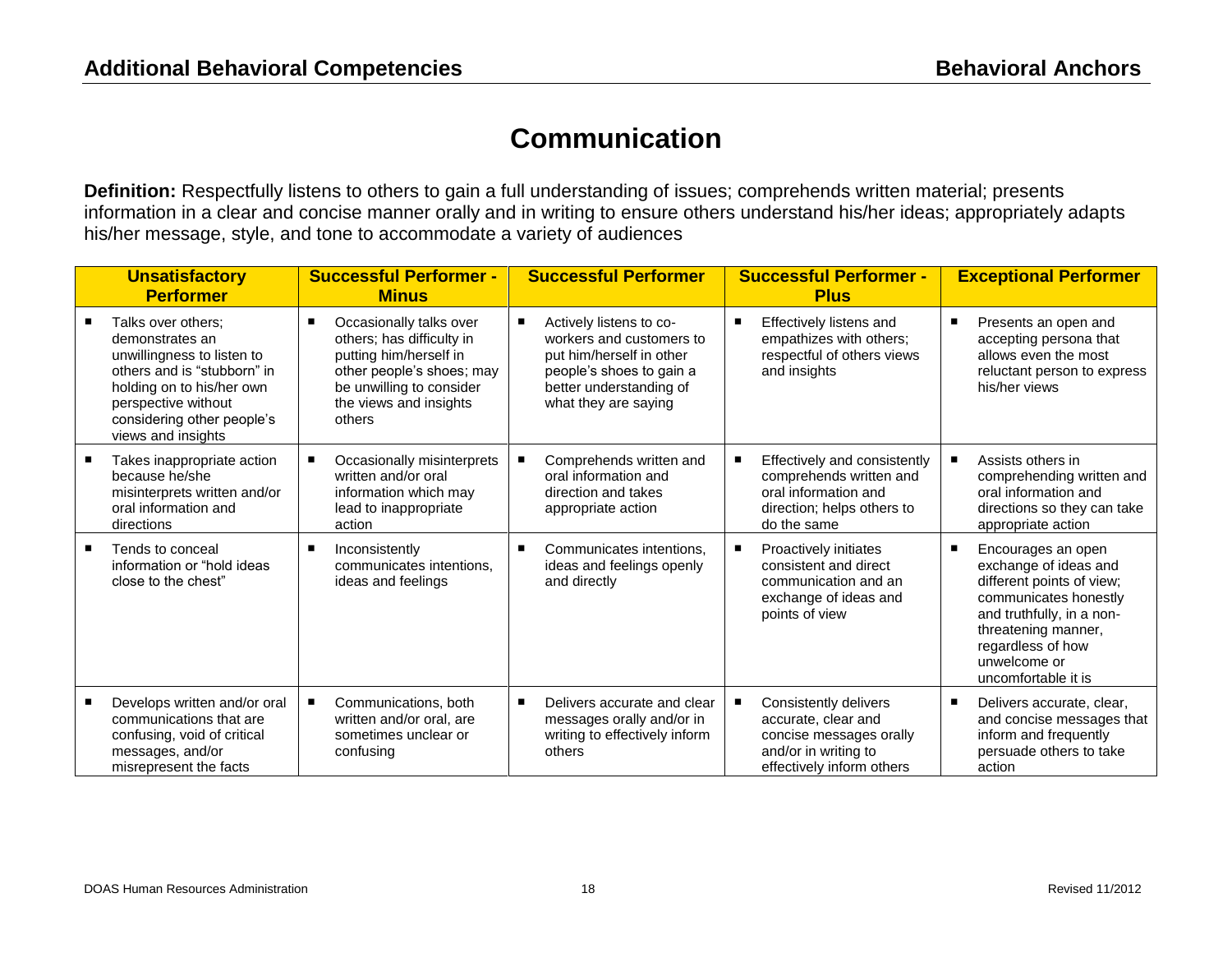# Communication

**Definition:** Respectfully listens to others to gain a full understanding of issues; comprehends written material; presents information in a clear and concise manner orally and in writing to ensure others understand his/her ideas; appropriately adapts his/her message, style, and tone to accommodate a variety of audiences

| Unsatisfactory Performer | Successful Performer - Minus | Successful Performer | Successful Performer - Plus | Exceptional Performer |
|---|---|---|---|---|
| ■ Talks over others; demonstrates an unwillingness to listen to others and is "stubborn" in holding on to his/her own perspective without considering other people's views and insights | ■ Occasionally talks over others; has difficulty in putting him/herself in other people's shoes; may be unwilling to consider the views and insights others | ■ Actively listens to co-workers and customers to put him/herself in other people's shoes to gain a better understanding of what they are saying | ■ Effectively listens and empathizes with others; respectful of others views and insights | ■ Presents an open and accepting persona that allows even the most reluctant person to express his/her views |
| ■ Takes inappropriate action because he/she misinterprets written and/or oral information and directions | ■ Occasionally misinterprets written and/or oral information which may lead to inappropriate action | ■ Comprehends written and oral information and direction and takes appropriate action | ■ Effectively and consistently comprehends written and oral information and direction; helps others to do the same | ■ Assists others in comprehending written and oral information and directions so they can take appropriate action |
| ■ Tends to conceal information or "hold ideas close to the chest" | ■ Inconsistently communicates intentions, ideas and feelings | ■ Communicates intentions, ideas and feelings openly and directly | ■ Proactively initiates consistent and direct communication and an exchange of ideas and points of view | ■ Encourages an open exchange of ideas and different points of view; communicates honestly and truthfully, in a non-threatening manner, regardless of how unwelcome or uncomfortable it is |
| ■ Develops written and/or oral communications that are confusing, void of critical messages, and/or misrepresent the facts | ■ Communications, both written and/or oral, are sometimes unclear or confusing | ■ Delivers accurate and clear messages orally and/or in writing to effectively inform others | ■ Consistently delivers accurate, clear and concise messages orally and/or in writing to effectively inform others | ■ Delivers accurate, clear, and concise messages that inform and frequently persuade others to take action |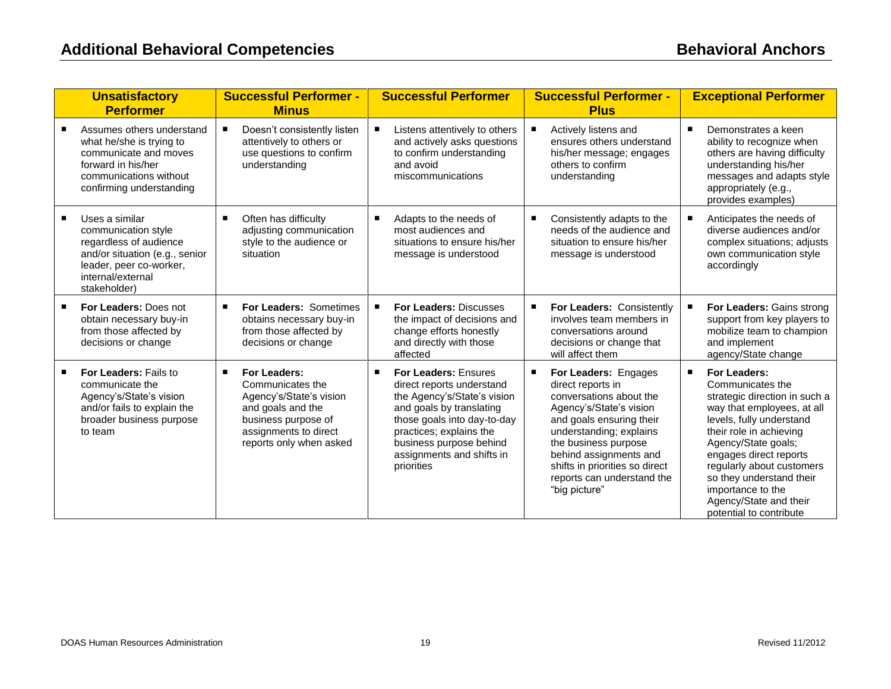## Additional Behavioral Competencies

## Behavioral Anchors

| Unsatisfactory Performer | Successful Performer - Minus | Successful Performer | Successful Performer - Plus | Exceptional Performer |
|---|---|---|---|---|
| ▪ Assumes others understand what he/she is trying to communicate and moves forward in his/her communications without confirming understanding | ▪ Doesn't consistently listen attentively to others or use questions to confirm understanding | ▪ Listens attentively to others and actively asks questions to confirm understanding and avoid miscommunications | ▪ Actively listens and ensures others understand his/her message; engages others to confirm understanding | ▪ Demonstrates a keen ability to recognize when others are having difficulty understanding his/her messages and adapts style appropriately (e.g., provides examples) |
| ▪ Uses a similar communication style regardless of audience and/or situation (e.g., senior leader, peer co-worker, internal/external stakeholder) | ▪ Often has difficulty adjusting communication style to the audience or situation | ▪ Adapts to the needs of most audiences and situations to ensure his/her message is understood | ▪ Consistently adapts to the needs of the audience and situation to ensure his/her message is understood | ▪ Anticipates the needs of diverse audiences and/or complex situations; adjusts own communication style accordingly |
| ▪ **For Leaders:** Does not obtain necessary buy-in from those affected by decisions or change | ▪ **For Leaders:** Sometimes obtains necessary buy-in from those affected by decisions or change | ▪ **For Leaders:** Discusses the impact of decisions and change efforts honestly and directly with those affected | ▪ **For Leaders:** Consistently involves team members in conversations around decisions or change that will affect them | ▪ **For Leaders:** Gains strong support from key players to mobilize team to champion and implement agency/State change |
| ▪ **For Leaders:** Fails to communicate the Agency's/State's vision and/or fails to explain the broader business purpose to team | ▪ **For Leaders:** Communicates the Agency's/State's vision and goals and the business purpose of assignments to direct reports only when asked | ▪ **For Leaders:** Ensures direct reports understand the Agency's/State's vision and goals by translating those goals into day-to-day practices; explains the business purpose behind assignments and shifts in priorities | ▪ **For Leaders:** Engages direct reports in conversations about the Agency's/State's vision and goals ensuring their understanding; explains the business purpose behind assignments and shifts in priorities so direct reports can understand the "big picture" | ▪ **For Leaders:** Communicates the strategic direction in such a way that employees, at all levels, fully understand their role in achieving Agency/State goals; engages direct reports regularly about customers so they understand their importance to the Agency/State and their potential to contribute |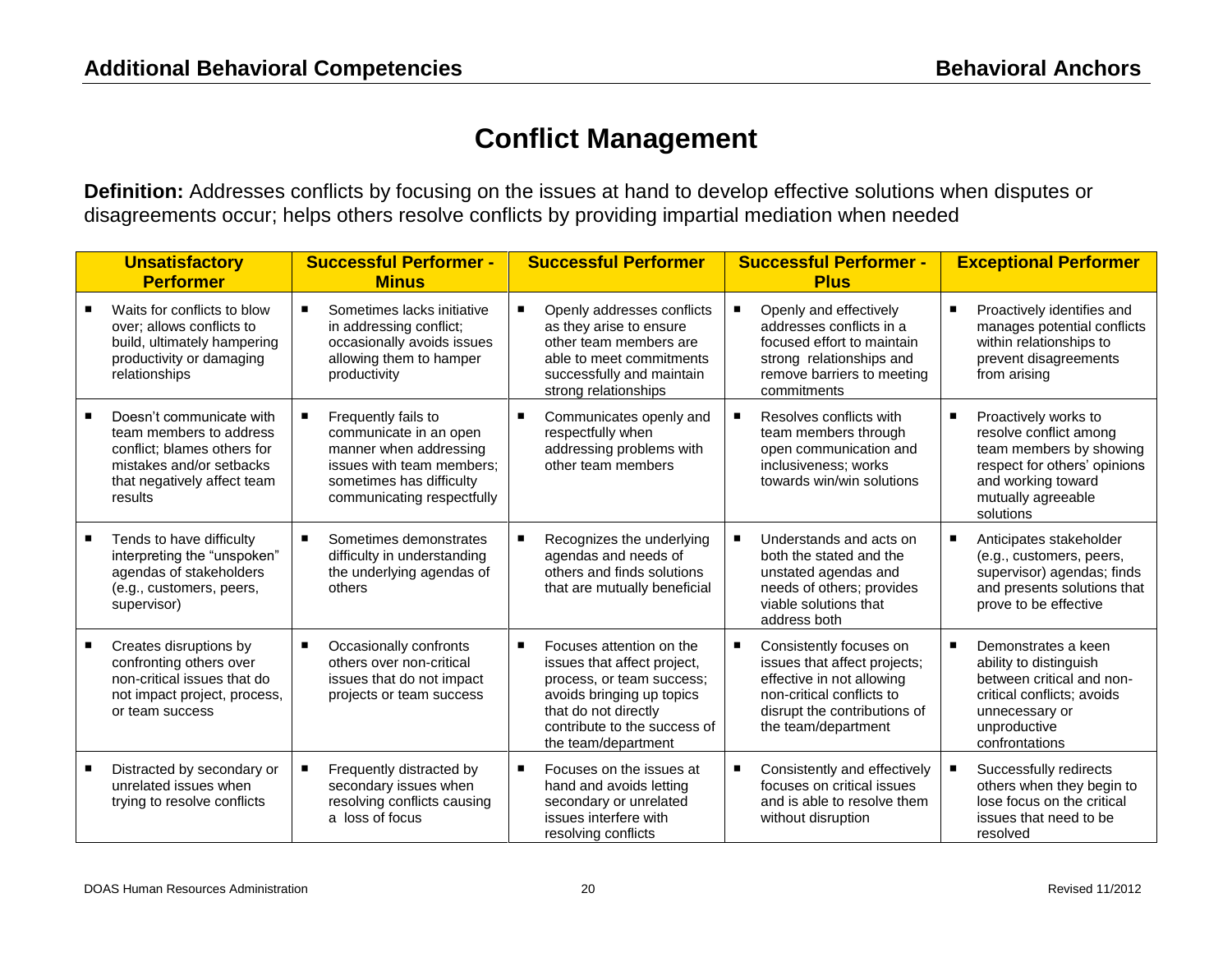# Conflict Management

**Definition:** Addresses conflicts by focusing on the issues at hand to develop effective solutions when disputes or disagreements occur; helps others resolve conflicts by providing impartial mediation when needed

| Unsatisfactory Performer | Successful Performer - Minus | Successful Performer | Successful Performer - Plus | Exceptional Performer |
|---|---|---|---|---|
| ▪ Waits for conflicts to blow over; allows conflicts to build, ultimately hampering productivity or damaging relationships | ▪ Sometimes lacks initiative in addressing conflict; occasionally avoids issues allowing them to hamper productivity | ▪ Openly addresses conflicts as they arise to ensure other team members are able to meet commitments successfully and maintain strong relationships | ▪ Openly and effectively addresses conflicts in a focused effort to maintain strong relationships and remove barriers to meeting commitments | ▪ Proactively identifies and manages potential conflicts within relationships to prevent disagreements from arising |
| ▪ Doesn't communicate with team members to address conflict; blames others for mistakes and/or setbacks that negatively affect team results | ▪ Frequently fails to communicate in an open manner when addressing issues with team members; sometimes has difficulty communicating respectfully | ▪ Communicates openly and respectfully when addressing problems with other team members | ▪ Resolves conflicts with team members through open communication and inclusiveness; works towards win/win solutions | ▪ Proactively works to resolve conflict among team members by showing respect for others' opinions and working toward mutually agreeable solutions |
| ▪ Tends to have difficulty interpreting the "unspoken" agendas of stakeholders (e.g., customers, peers, supervisor) | ▪ Sometimes demonstrates difficulty in understanding the underlying agendas of others | ▪ Recognizes the underlying agendas and needs of others and finds solutions that are mutually beneficial | ▪ Understands and acts on both the stated and the unstated agendas and needs of others; provides viable solutions that address both | ▪ Anticipates stakeholder (e.g., customers, peers, supervisor) agendas; finds and presents solutions that prove to be effective |
| ▪ Creates disruptions by confronting others over non-critical issues that do not impact project, process, or team success | ▪ Occasionally confronts others over non-critical issues that do not impact projects or team success | ▪ Focuses attention on the issues that affect project, process, or team success; avoids bringing up topics that do not directly contribute to the success of the team/department | ▪ Consistently focuses on issues that affect projects; effective in not allowing non-critical conflicts to disrupt the contributions of the team/department | ▪ Demonstrates a keen ability to distinguish between critical and non-critical conflicts; avoids unnecessary or unproductive confrontations |
| ▪ Distracted by secondary or unrelated issues when trying to resolve conflicts | ▪ Frequently distracted by secondary issues when resolving conflicts causing a loss of focus | ▪ Focuses on the issues at hand and avoids letting secondary or unrelated issues interfere with resolving conflicts | ▪ Consistently and effectively focuses on critical issues and is able to resolve them without disruption | ▪ Successfully redirects others when they begin to lose focus on the critical issues that need to be resolved |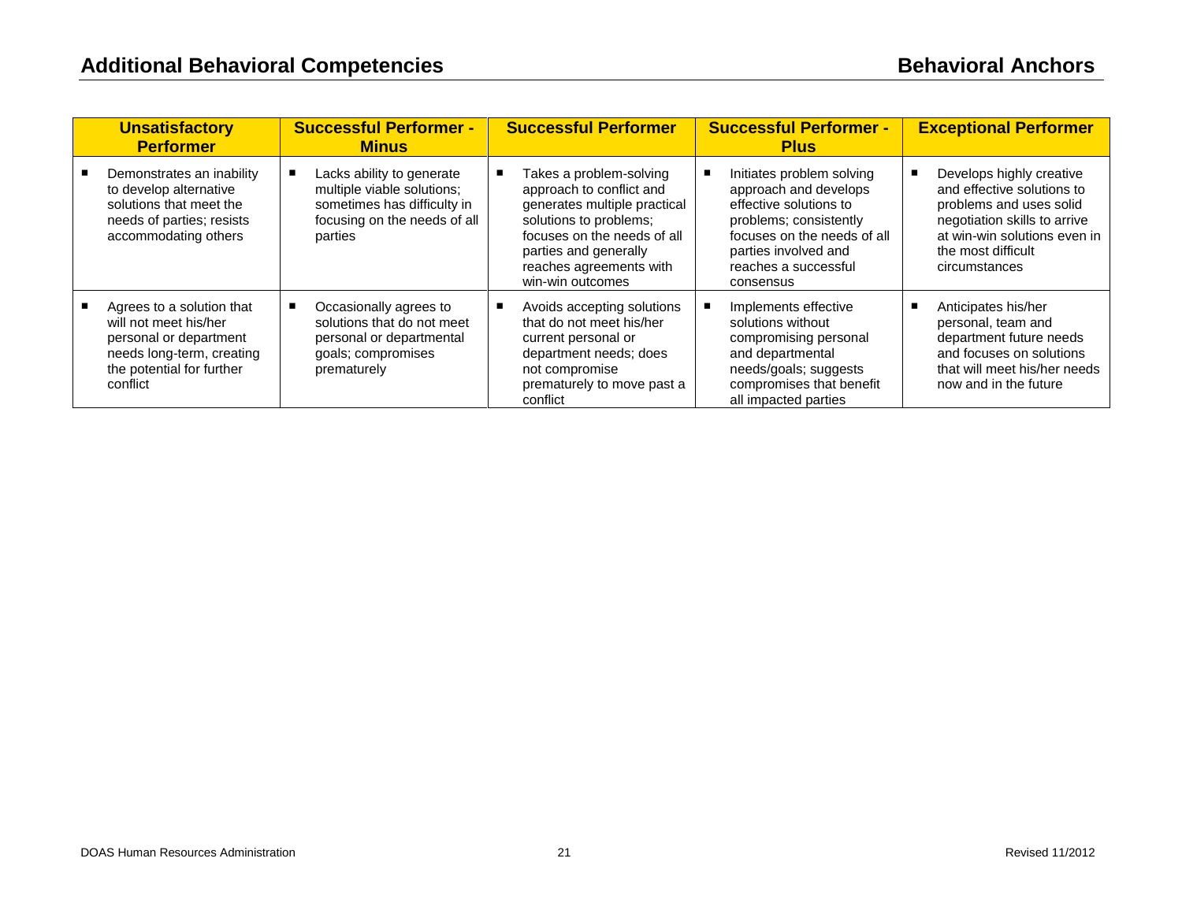## Additional Behavioral Competencies — Behavioral Anchors

| Unsatisfactory Performer | Successful Performer - Minus | Successful Performer | Successful Performer - Plus | Exceptional Performer |
|---|---|---|---|---|
| ■ Demonstrates an inability to develop alternative solutions that meet the needs of parties; resists accommodating others | ■ Lacks ability to generate multiple viable solutions; sometimes has difficulty in focusing on the needs of all parties | ■ Takes a problem-solving approach to conflict and generates multiple practical solutions to problems; focuses on the needs of all parties and generally reaches agreements with win-win outcomes | ■ Initiates problem solving approach and develops effective solutions to problems; consistently focuses on the needs of all parties involved and reaches a successful consensus | ■ Develops highly creative and effective solutions to problems and uses solid negotiation skills to arrive at win-win solutions even in the most difficult circumstances |
| ■ Agrees to a solution that will not meet his/her personal or department needs long-term, creating the potential for further conflict | ■ Occasionally agrees to solutions that do not meet personal or departmental goals; compromises prematurely | ■ Avoids accepting solutions that do not meet his/her current personal or department needs; does not compromise prematurely to move past a conflict | ■ Implements effective solutions without compromising personal and departmental needs/goals; suggests compromises that benefit all impacted parties | ■ Anticipates his/her personal, team and department future needs and focuses on solutions that will meet his/her needs now and in the future |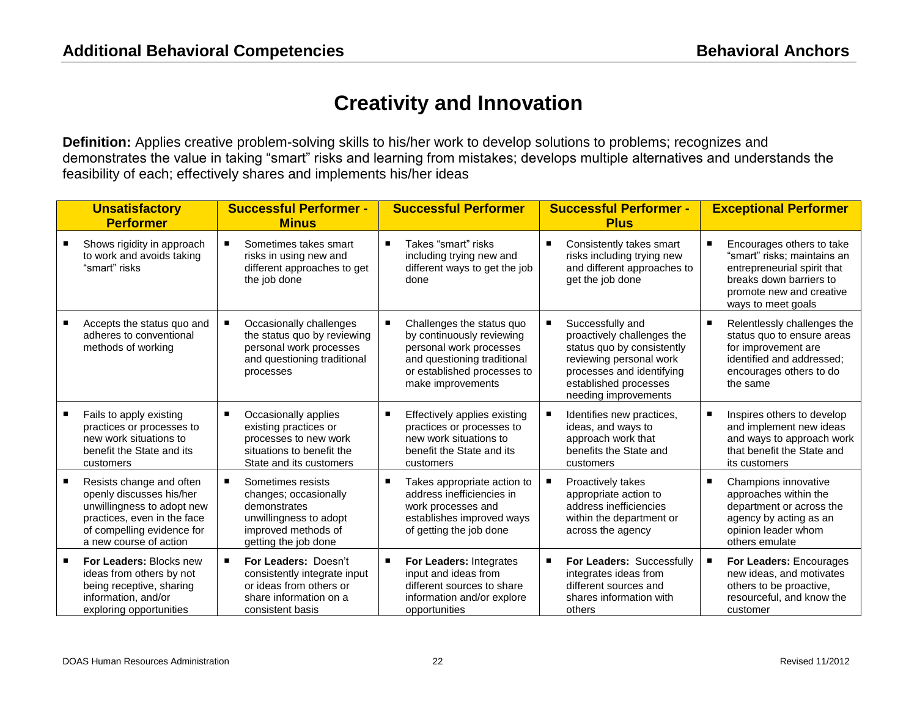# Creativity and Innovation

**Definition:** Applies creative problem-solving skills to his/her work to develop solutions to problems; recognizes and demonstrates the value in taking "smart" risks and learning from mistakes; develops multiple alternatives and understands the feasibility of each; effectively shares and implements his/her ideas

| Unsatisfactory Performer | Successful Performer - Minus | Successful Performer | Successful Performer - Plus | Exceptional Performer |
|---|---|---|---|---|
| ■ Shows rigidity in approach to work and avoids taking "smart" risks | ■ Sometimes takes smart risks in using new and different approaches to get the job done | ■ Takes "smart" risks including trying new and different ways to get the job done | ■ Consistently takes smart risks including trying new and different approaches to get the job done | ■ Encourages others to take "smart" risks; maintains an entrepreneurial spirit that breaks down barriers to promote new and creative ways to meet goals |
| ■ Accepts the status quo and adheres to conventional methods of working | ■ Occasionally challenges the status quo by reviewing personal work processes and questioning traditional processes | ■ Challenges the status quo by continuously reviewing personal work processes and questioning traditional or established processes to make improvements | ■ Successfully and proactively challenges the status quo by consistently reviewing personal work processes and identifying established processes needing improvements | ■ Relentlessly challenges the status quo to ensure areas for improvement are identified and addressed; encourages others to do the same |
| ■ Fails to apply existing practices or processes to new work situations to benefit the State and its customers | ■ Occasionally applies existing practices or processes to new work situations to benefit the State and its customers | ■ Effectively applies existing practices or processes to new work situations to benefit the State and its customers | ■ Identifies new practices, ideas, and ways to approach work that benefits the State and customers | ■ Inspires others to develop and implement new ideas and ways to approach work that benefit the State and its customers |
| ■ Resists change and often openly discusses his/her unwillingness to adopt new practices, even in the face of compelling evidence for a new course of action | ■ Sometimes resists changes; occasionally demonstrates unwillingness to adopt improved methods of getting the job done | ■ Takes appropriate action to address inefficiencies in work processes and establishes improved ways of getting the job done | ■ Proactively takes appropriate action to address inefficiencies within the department or across the agency | ■ Champions innovative approaches within the department or across the agency by acting as an opinion leader whom others emulate |
| ■ **For Leaders:** Blocks new ideas from others by not being receptive, sharing information, and/or exploring opportunities | ■ **For Leaders:** Doesn't consistently integrate input or ideas from others or share information on a consistent basis | ■ **For Leaders:** Integrates input and ideas from different sources to share information and/or explore opportunities | ■ **For Leaders:** Successfully integrates ideas from different sources and shares information with others | ■ **For Leaders:** Encourages new ideas, and motivates others to be proactive, resourceful, and know the customer |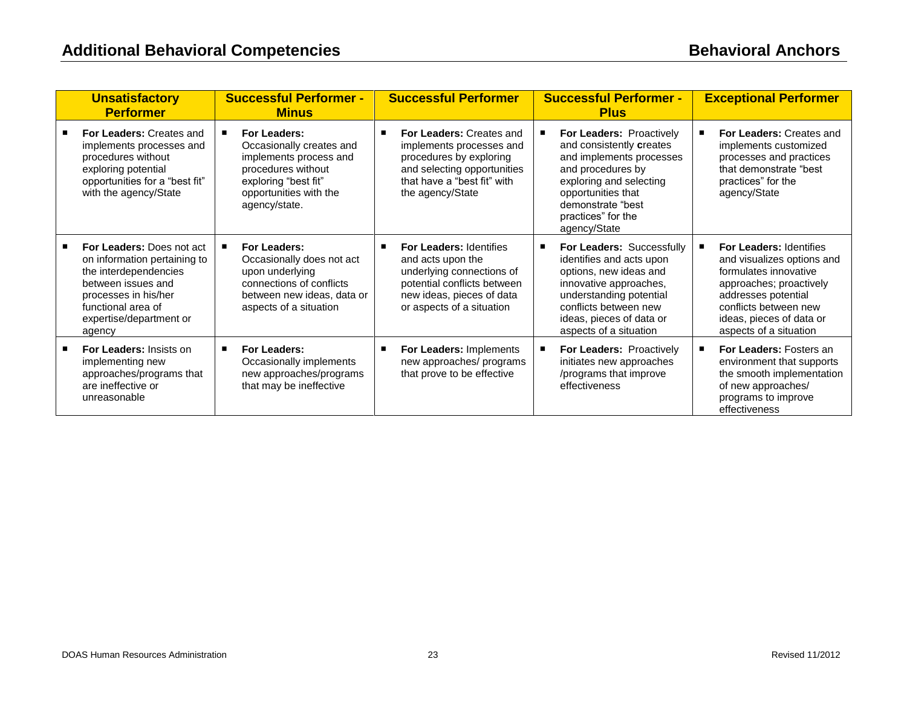## Additional Behavioral Competencies

## Behavioral Anchors

| Unsatisfactory Performer | Successful Performer - Minus | Successful Performer | Successful Performer - Plus | Exceptional Performer |
|---|---|---|---|---|
| ▪ **For Leaders:** Creates and implements processes and procedures without exploring potential opportunities for a "best fit" with the agency/State | ▪ **For Leaders:** Occasionally creates and implements process and procedures without exploring "best fit" opportunities with the agency/state. | ▪ **For Leaders:** Creates and implements processes and procedures by exploring and selecting opportunities that have a "best fit" with the agency/State | ▪ **For Leaders:** Proactively and consistently **c**reates and implements processes and procedures by exploring and selecting opportunities that demonstrate "best practices" for the agency/State | ▪ **For Leaders:** Creates and implements customized processes and practices that demonstrate "best practices" for the agency/State |
| ▪ **For Leaders:** Does not act on information pertaining to the interdependencies between issues and processes in his/her functional area of expertise/department or agency | ▪ **For Leaders:** Occasionally does not act upon underlying connections of conflicts between new ideas, data or aspects of a situation | ▪ **For Leaders:** Identifies and acts upon the underlying connections of potential conflicts between new ideas, pieces of data or aspects of a situation | ▪ **For Leaders:** Successfully identifies and acts upon options, new ideas and innovative approaches, understanding potential conflicts between new ideas, pieces of data or aspects of a situation | ▪ **For Leaders:** Identifies and visualizes options and formulates innovative approaches; proactively addresses potential conflicts between new ideas, pieces of data or aspects of a situation |
| ▪ **For Leaders:** Insists on implementing new approaches/programs that are ineffective or unreasonable | ▪ **For Leaders:** Occasionally implements new approaches/programs that may be ineffective | ▪ **For Leaders:** Implements new approaches/ programs that prove to be effective | ▪ **For Leaders:** Proactively initiates new approaches /programs that improve effectiveness | ▪ **For Leaders:** Fosters an environment that supports the smooth implementation of new approaches/ programs to improve effectiveness |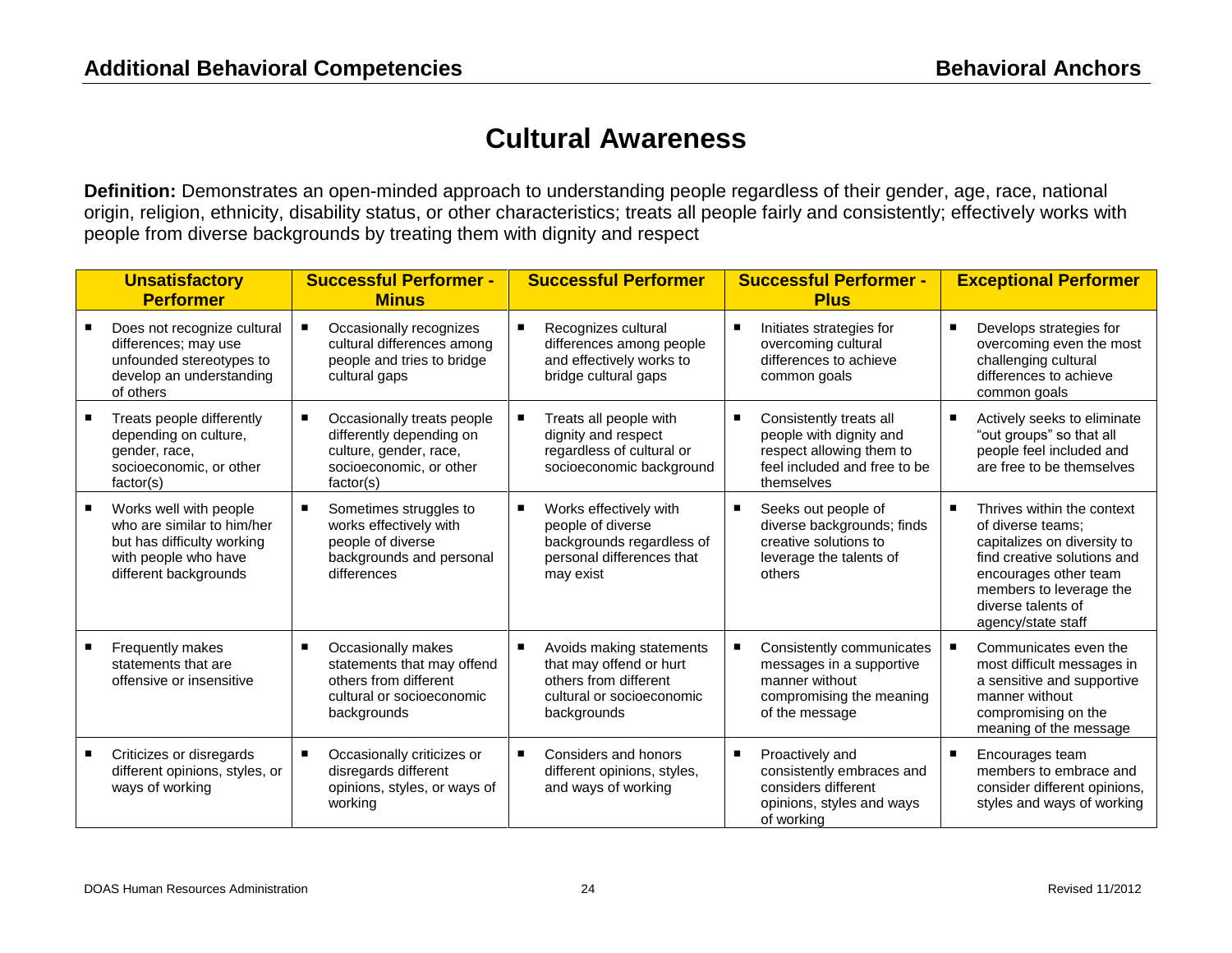# Cultural Awareness

**Definition:** Demonstrates an open-minded approach to understanding people regardless of their gender, age, race, national origin, religion, ethnicity, disability status, or other characteristics; treats all people fairly and consistently; effectively works with people from diverse backgrounds by treating them with dignity and respect

| Unsatisfactory Performer | Successful Performer - Minus | Successful Performer | Successful Performer - Plus | Exceptional Performer |
|---|---|---|---|---|
| ▪ Does not recognize cultural differences; may use unfounded stereotypes to develop an understanding of others | ▪ Occasionally recognizes cultural differences among people and tries to bridge cultural gaps | ▪ Recognizes cultural differences among people and effectively works to bridge cultural gaps | ▪ Initiates strategies for overcoming cultural differences to achieve common goals | ▪ Develops strategies for overcoming even the most challenging cultural differences to achieve common goals |
| ▪ Treats people differently depending on culture, gender, race, socioeconomic, or other factor(s) | ▪ Occasionally treats people differently depending on culture, gender, race, socioeconomic, or other factor(s) | ▪ Treats all people with dignity and respect regardless of cultural or socioeconomic background | ▪ Consistently treats all people with dignity and respect allowing them to feel included and free to be themselves | ▪ Actively seeks to eliminate "out groups" so that all people feel included and are free to be themselves |
| ▪ Works well with people who are similar to him/her but has difficulty working with people who have different backgrounds | ▪ Sometimes struggles to works effectively with people of diverse backgrounds and personal differences | ▪ Works effectively with people of diverse backgrounds regardless of personal differences that may exist | ▪ Seeks out people of diverse backgrounds; finds creative solutions to leverage the talents of others | ▪ Thrives within the context of diverse teams; capitalizes on diversity to find creative solutions and encourages other team members to leverage the diverse talents of agency/state staff |
| ▪ Frequently makes statements that are offensive or insensitive | ▪ Occasionally makes statements that may offend others from different cultural or socioeconomic backgrounds | ▪ Avoids making statements that may offend or hurt others from different cultural or socioeconomic backgrounds | ▪ Consistently communicates messages in a supportive manner without compromising the meaning of the message | ▪ Communicates even the most difficult messages in a sensitive and supportive manner without compromising on the meaning of the message |
| ▪ Criticizes or disregards different opinions, styles, or ways of working | ▪ Occasionally criticizes or disregards different opinions, styles, or ways of working | ▪ Considers and honors different opinions, styles, and ways of working | ▪ Proactively and consistently embraces and considers different opinions, styles and ways of working | ▪ Encourages team members to embrace and consider different opinions, styles and ways of working |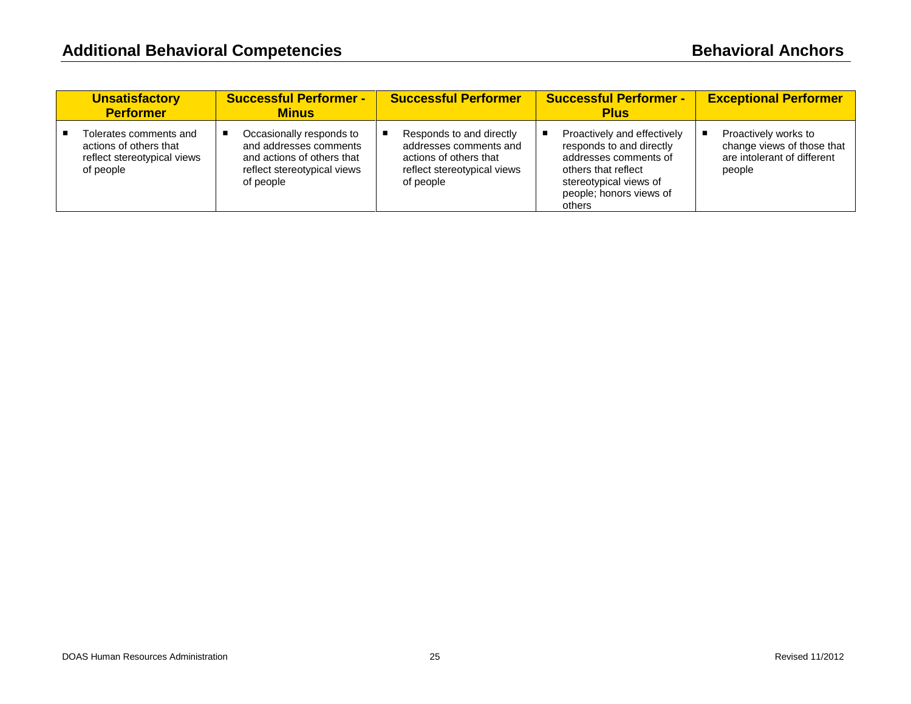## Additional Behavioral Competencies

## Behavioral Anchors

| Unsatisfactory Performer | Successful Performer - Minus | Successful Performer | Successful Performer - Plus | Exceptional Performer |
| --- | --- | --- | --- | --- |
| ▪ Tolerates comments and actions of others that reflect stereotypical views of people | ▪ Occasionally responds to and addresses comments and actions of others that reflect stereotypical views of people | ▪ Responds to and directly addresses comments and actions of others that reflect stereotypical views of people | ▪ Proactively and effectively responds to and directly addresses comments of others that reflect stereotypical views of people; honors views of others | ▪ Proactively works to change views of those that are intolerant of different people |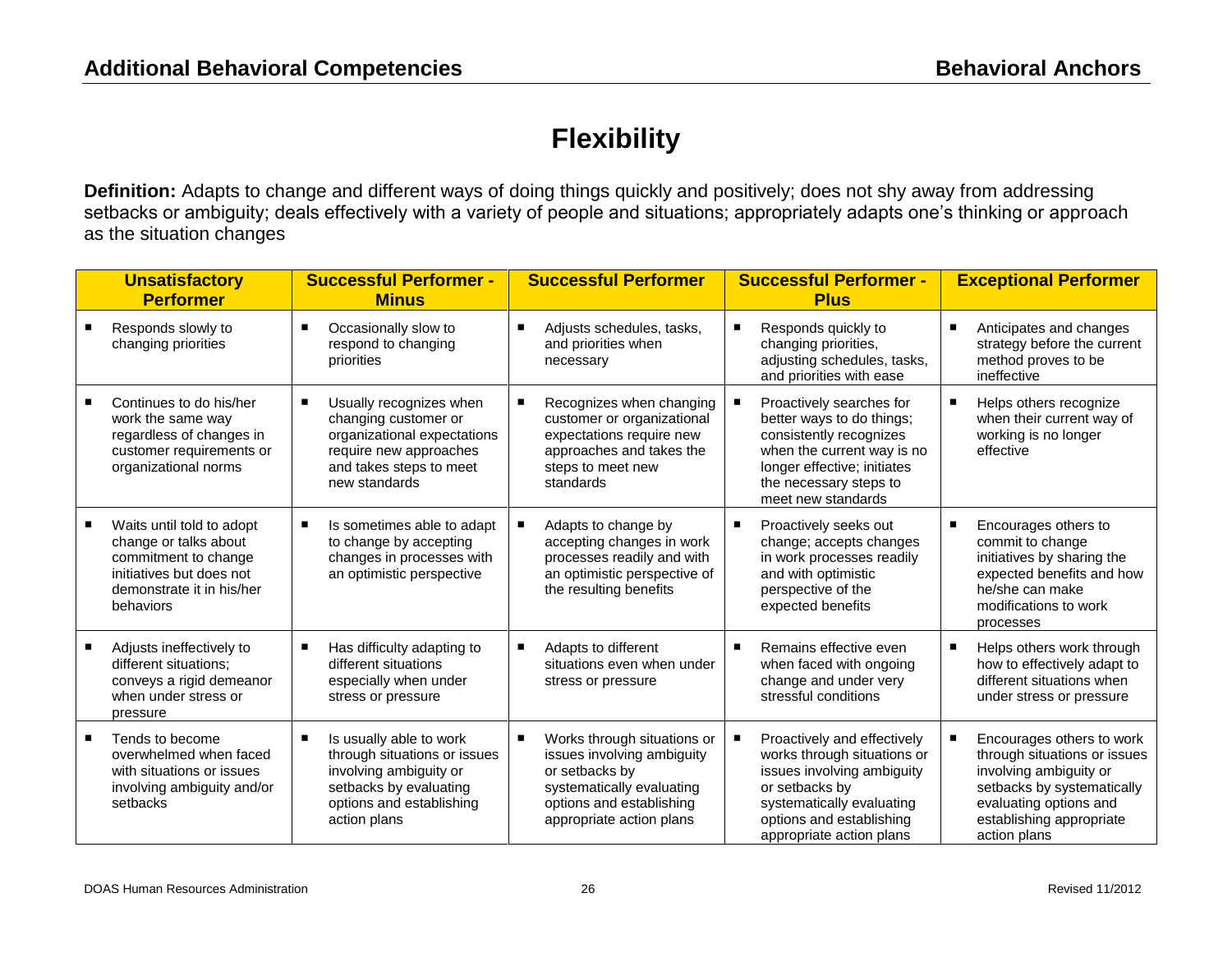# Flexibility

**Definition:** Adapts to change and different ways of doing things quickly and positively; does not shy away from addressing setbacks or ambiguity; deals effectively with a variety of people and situations; appropriately adapts one's thinking or approach as the situation changes

| Unsatisfactory Performer | Successful Performer - Minus | Successful Performer | Successful Performer - Plus | Exceptional Performer |
|---|---|---|---|---|
| ▪ Responds slowly to changing priorities | ▪ Occasionally slow to respond to changing priorities | ▪ Adjusts schedules, tasks, and priorities when necessary | ▪ Responds quickly to changing priorities, adjusting schedules, tasks, and priorities with ease | ▪ Anticipates and changes strategy before the current method proves to be ineffective |
| ▪ Continues to do his/her work the same way regardless of changes in customer requirements or organizational norms | ▪ Usually recognizes when changing customer or organizational expectations require new approaches and takes steps to meet new standards | ▪ Recognizes when changing customer or organizational expectations require new approaches and takes the steps to meet new standards | ▪ Proactively searches for better ways to do things; consistently recognizes when the current way is no longer effective; initiates the necessary steps to meet new standards | ▪ Helps others recognize when their current way of working is no longer effective |
| ▪ Waits until told to adopt change or talks about commitment to change initiatives but does not demonstrate it in his/her behaviors | ▪ Is sometimes able to adapt to change by accepting changes in processes with an optimistic perspective | ▪ Adapts to change by accepting changes in work processes readily and with an optimistic perspective of the resulting benefits | ▪ Proactively seeks out change; accepts changes in work processes readily and with optimistic perspective of the expected benefits | ▪ Encourages others to commit to change initiatives by sharing the expected benefits and how he/she can make modifications to work processes |
| ▪ Adjusts ineffectively to different situations; conveys a rigid demeanor when under stress or pressure | ▪ Has difficulty adapting to different situations especially when under stress or pressure | ▪ Adapts to different situations even when under stress or pressure | ▪ Remains effective even when faced with ongoing change and under very stressful conditions | ▪ Helps others work through how to effectively adapt to different situations when under stress or pressure |
| ▪ Tends to become overwhelmed when faced with situations or issues involving ambiguity and/or setbacks | ▪ Is usually able to work through situations or issues involving ambiguity or setbacks by evaluating options and establishing action plans | ▪ Works through situations or issues involving ambiguity or setbacks by systematically evaluating options and establishing appropriate action plans | ▪ Proactively and effectively works through situations or issues involving ambiguity or setbacks by systematically evaluating options and establishing appropriate action plans | ▪ Encourages others to work through situations or issues involving ambiguity or setbacks by systematically evaluating options and establishing appropriate action plans |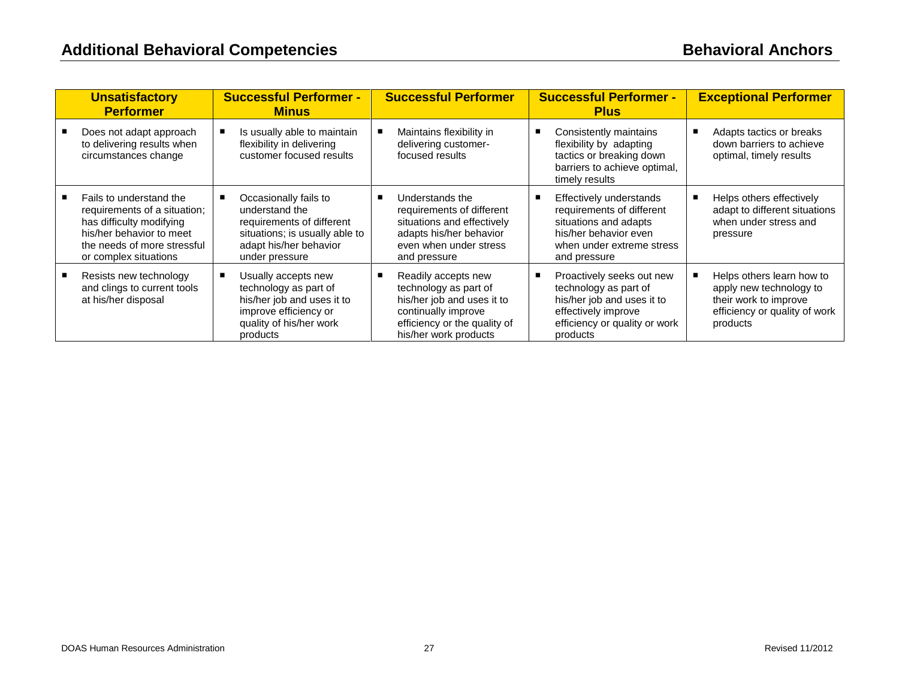## Additional Behavioral Competencies

## Behavioral Anchors

| Unsatisfactory Performer | Successful Performer - Minus | Successful Performer | Successful Performer - Plus | Exceptional Performer |
|---|---|---|---|---|
| ▪ Does not adapt approach to delivering results when circumstances change | ▪ Is usually able to maintain flexibility in delivering customer focused results | ▪ Maintains flexibility in delivering customer-focused results | ▪ Consistently maintains flexibility by adapting tactics or breaking down barriers to achieve optimal, timely results | ▪ Adapts tactics or breaks down barriers to achieve optimal, timely results |
| ▪ Fails to understand the requirements of a situation; has difficulty modifying his/her behavior to meet the needs of more stressful or complex situations | ▪ Occasionally fails to understand the requirements of different situations; is usually able to adapt his/her behavior under pressure | ▪ Understands the requirements of different situations and effectively adapts his/her behavior even when under stress and pressure | ▪ Effectively understands requirements of different situations and adapts his/her behavior even when under extreme stress and pressure | ▪ Helps others effectively adapt to different situations when under stress and pressure |
| ▪ Resists new technology and clings to current tools at his/her disposal | ▪ Usually accepts new technology as part of his/her job and uses it to improve efficiency or quality of his/her work products | ▪ Readily accepts new technology as part of his/her job and uses it to continually improve efficiency or the quality of his/her work products | ▪ Proactively seeks out new technology as part of his/her job and uses it to effectively improve efficiency or quality or work products | ▪ Helps others learn how to apply new technology to their work to improve efficiency or quality of work products |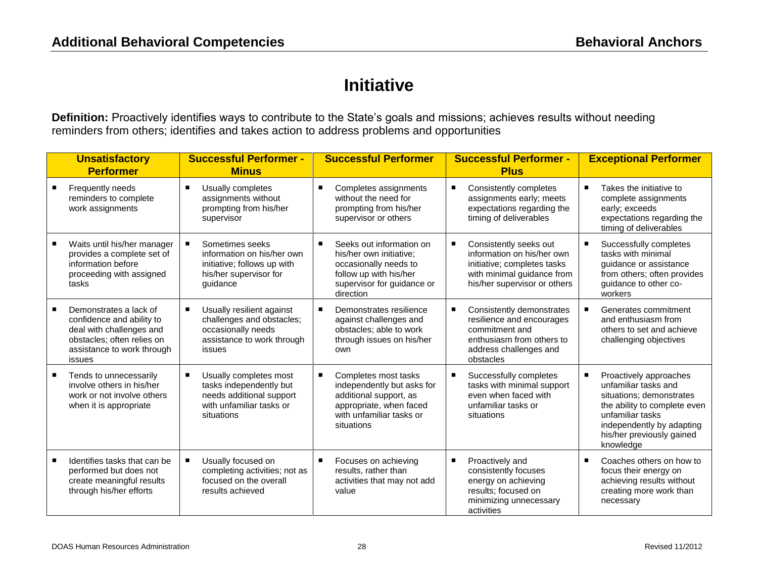## Additional Behavioral Competencies — Behavioral Anchors

# Initiative

**Definition:** Proactively identifies ways to contribute to the State's goals and missions; achieves results without needing reminders from others; identifies and takes action to address problems and opportunities

| Unsatisfactory Performer | Successful Performer - Minus | Successful Performer | Successful Performer - Plus | Exceptional Performer |
|---|---|---|---|---|
| ▪ Frequently needs reminders to complete work assignments | ▪ Usually completes assignments without prompting from his/her supervisor | ▪ Completes assignments without the need for prompting from his/her supervisor or others | ▪ Consistently completes assignments early; meets expectations regarding the timing of deliverables | ▪ Takes the initiative to complete assignments early; exceeds expectations regarding the timing of deliverables |
| ▪ Waits until his/her manager provides a complete set of information before proceeding with assigned tasks | ▪ Sometimes seeks information on his/her own initiative; follows up with his/her supervisor for guidance | ▪ Seeks out information on his/her own initiative; occasionally needs to follow up with his/her supervisor for guidance or direction | ▪ Consistently seeks out information on his/her own initiative; completes tasks with minimal guidance from his/her supervisor or others | ▪ Successfully completes tasks with minimal guidance or assistance from others; often provides guidance to other co-workers |
| ▪ Demonstrates a lack of confidence and ability to deal with challenges and obstacles; often relies on assistance to work through issues | ▪ Usually resilient against challenges and obstacles; occasionally needs assistance to work through issues | ▪ Demonstrates resilience against challenges and obstacles; able to work through issues on his/her own | ▪ Consistently demonstrates resilience and encourages commitment and enthusiasm from others to address challenges and obstacles | ▪ Generates commitment and enthusiasm from others to set and achieve challenging objectives |
| ▪ Tends to unnecessarily involve others in his/her work or not involve others when it is appropriate | ▪ Usually completes most tasks independently but needs additional support with unfamiliar tasks or situations | ▪ Completes most tasks independently but asks for additional support, as appropriate, when faced with unfamiliar tasks or situations | ▪ Successfully completes tasks with minimal support even when faced with unfamiliar tasks or situations | ▪ Proactively approaches unfamiliar tasks and situations; demonstrates the ability to complete even unfamiliar tasks independently by adapting his/her previously gained knowledge |
| ▪ Identifies tasks that can be performed but does not create meaningful results through his/her efforts | ▪ Usually focused on completing activities; not as focused on the overall results achieved | ▪ Focuses on achieving results, rather than activities that may not add value | ▪ Proactively and consistently focuses energy on achieving results; focused on minimizing unnecessary activities | ▪ Coaches others on how to focus their energy on achieving results without creating more work than necessary |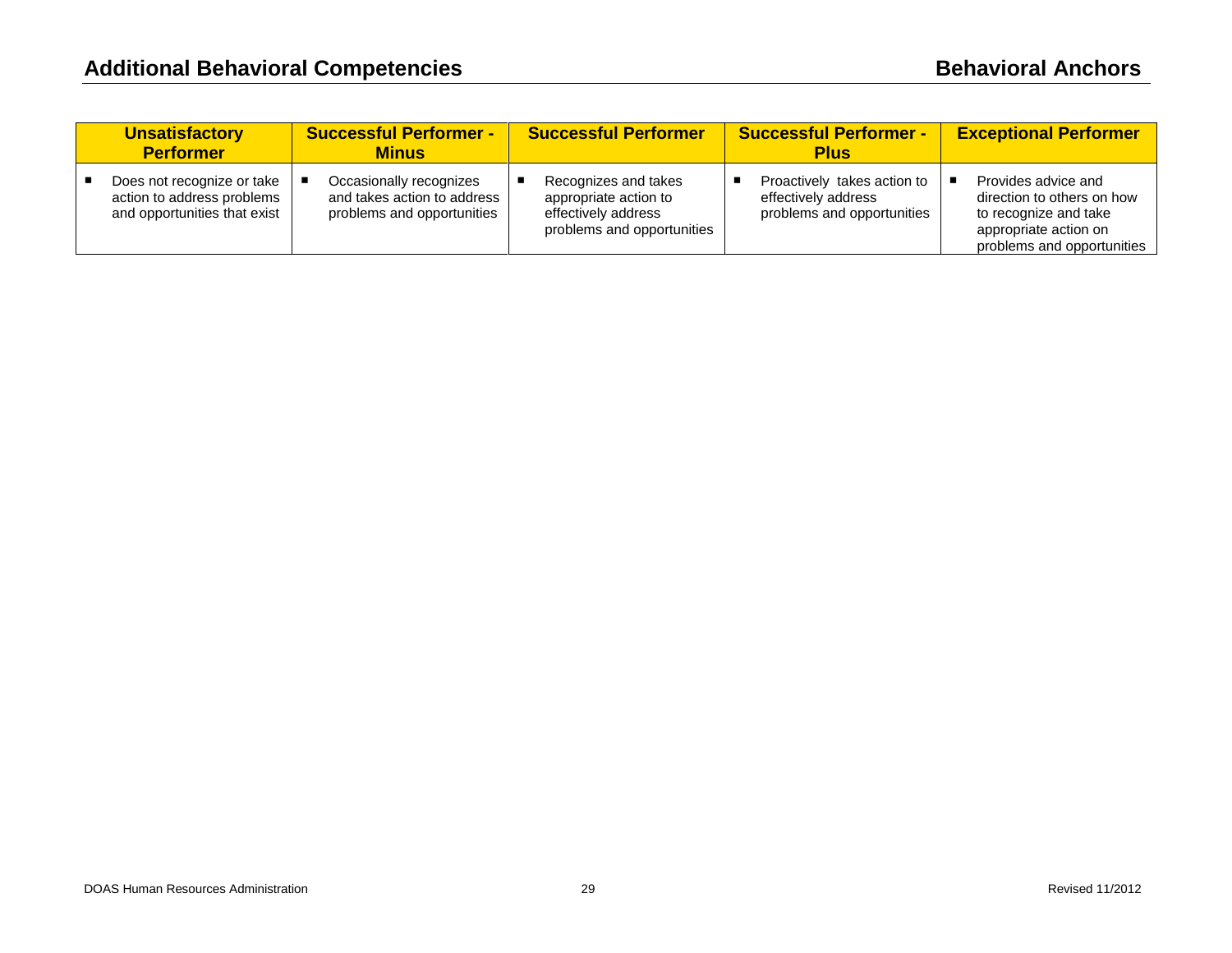## Additional Behavioral Competencies

## Behavioral Anchors

| Unsatisfactory Performer | Successful Performer - Minus | Successful Performer | Successful Performer - Plus | Exceptional Performer |
|---|---|---|---|---|
| ■ Does not recognize or take action to address problems and opportunities that exist | ■ Occasionally recognizes and takes action to address problems and opportunities | ■ Recognizes and takes appropriate action to effectively address problems and opportunities | ■ Proactively takes action to effectively address problems and opportunities | ■ Provides advice and direction to others on how to recognize and take appropriate action on problems and opportunities |

DOAS Human Resources Administration

Revised 11/2012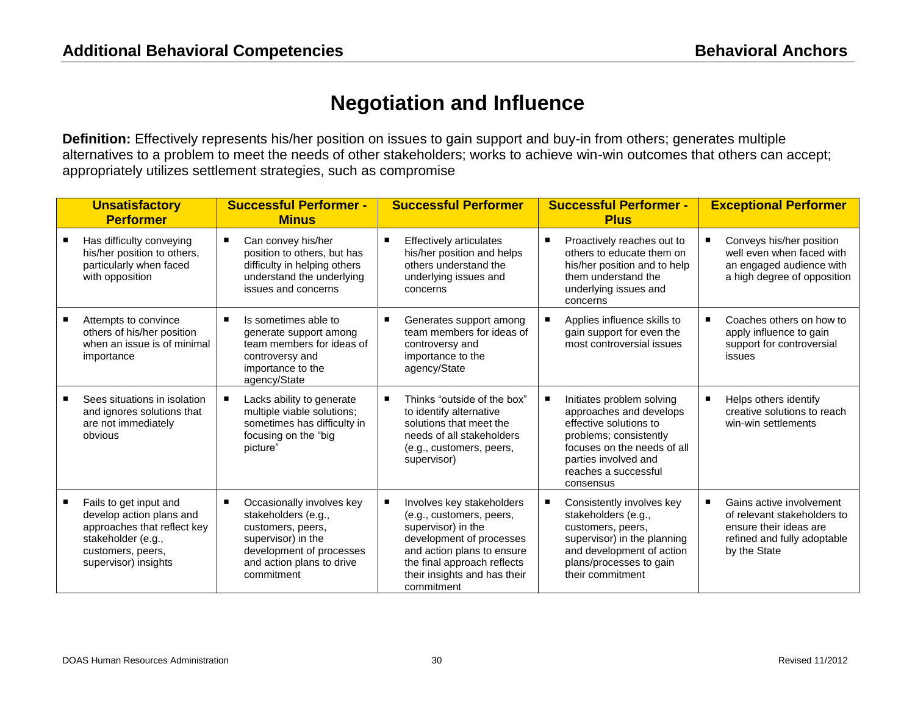# Negotiation and Influence

**Definition:** Effectively represents his/her position on issues to gain support and buy-in from others; generates multiple alternatives to a problem to meet the needs of other stakeholders; works to achieve win-win outcomes that others can accept; appropriately utilizes settlement strategies, such as compromise

| Unsatisfactory Performer | Successful Performer - Minus | Successful Performer | Successful Performer - Plus | Exceptional Performer |
|---|---|---|---|---|
| ▪ Has difficulty conveying his/her position to others, particularly when faced with opposition | ▪ Can convey his/her position to others, but has difficulty in helping others understand the underlying issues and concerns | ▪ Effectively articulates his/her position and helps others understand the underlying issues and concerns | ▪ Proactively reaches out to others to educate them on his/her position and to help them understand the underlying issues and concerns | ▪ Conveys his/her position well even when faced with an engaged audience with a high degree of opposition |
| ▪ Attempts to convince others of his/her position when an issue is of minimal importance | ▪ Is sometimes able to generate support among team members for ideas of controversy and importance to the agency/State | ▪ Generates support among team members for ideas of controversy and importance to the agency/State | ▪ Applies influence skills to gain support for even the most controversial issues | ▪ Coaches others on how to apply influence to gain support for controversial issues |
| ▪ Sees situations in isolation and ignores solutions that are not immediately obvious | ▪ Lacks ability to generate multiple viable solutions; sometimes has difficulty in focusing on the "big picture" | ▪ Thinks "outside of the box" to identify alternative solutions that meet the needs of all stakeholders (e.g., customers, peers, supervisor) | ▪ Initiates problem solving approaches and develops effective solutions to problems; consistently focuses on the needs of all parties involved and reaches a successful consensus | ▪ Helps others identify creative solutions to reach win-win settlements |
| ▪ Fails to get input and develop action plans and approaches that reflect key stakeholder (e.g., customers, peers, supervisor) insights | ▪ Occasionally involves key stakeholders (e.g., customers, peers, supervisor) in the development of processes and action plans to drive commitment | ▪ Involves key stakeholders (e.g., customers, peers, supervisor) in the development of processes and action plans to ensure the final approach reflects their insights and has their commitment | ▪ Consistently involves key stakeholders (e.g., customers, peers, supervisor) in the planning and development of action plans/processes to gain their commitment | ▪ Gains active involvement of relevant stakeholders to ensure their ideas are refined and fully adoptable by the State |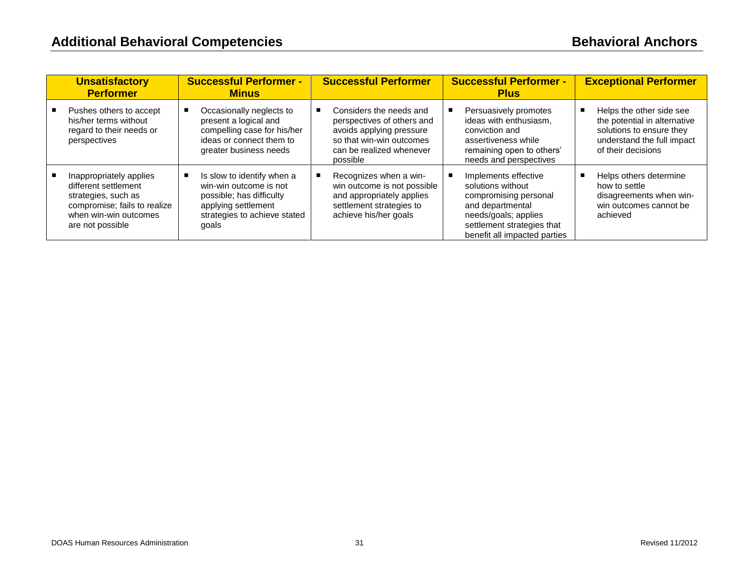## Additional Behavioral Competencies

## Behavioral Anchors

| Unsatisfactory Performer | Successful Performer - Minus | Successful Performer | Successful Performer - Plus | Exceptional Performer |
|---|---|---|---|---|
| ▪ Pushes others to accept his/her terms without regard to their needs or perspectives | ▪ Occasionally neglects to present a logical and compelling case for his/her ideas or connect them to greater business needs | ▪ Considers the needs and perspectives of others and avoids applying pressure so that win-win outcomes can be realized whenever possible | ▪ Persuasively promotes ideas with enthusiasm, conviction and assertiveness while remaining open to others' needs and perspectives | ▪ Helps the other side see the potential in alternative solutions to ensure they understand the full impact of their decisions |
| ▪ Inappropriately applies different settlement strategies, such as compromise; fails to realize when win-win outcomes are not possible | ▪ Is slow to identify when a win-win outcome is not possible; has difficulty applying settlement strategies to achieve stated goals | ▪ Recognizes when a win-win outcome is not possible and appropriately applies settlement strategies to achieve his/her goals | ▪ Implements effective solutions without compromising personal and departmental needs/goals; applies settlement strategies that benefit all impacted parties | ▪ Helps others determine how to settle disagreements when win-win outcomes cannot be achieved |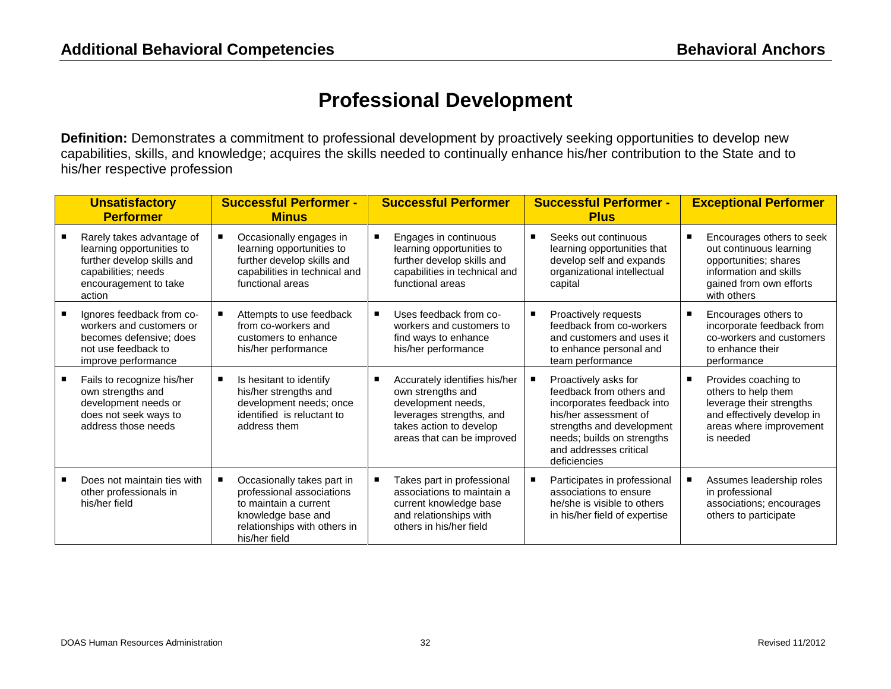## Additional Behavioral Competencies — Behavioral Anchors

# Professional Development

**Definition:** Demonstrates a commitment to professional development by proactively seeking opportunities to develop new capabilities, skills, and knowledge; acquires the skills needed to continually enhance his/her contribution to the State and to his/her respective profession

| Unsatisfactory Performer | Successful Performer - Minus | Successful Performer | Successful Performer - Plus | Exceptional Performer |
|---|---|---|---|---|
| ■ Rarely takes advantage of learning opportunities to further develop skills and capabilities; needs encouragement to take action | ■ Occasionally engages in learning opportunities to further develop skills and capabilities in technical and functional areas | ■ Engages in continuous learning opportunities to further develop skills and capabilities in technical and functional areas | ■ Seeks out continuous learning opportunities that develop self and expands organizational intellectual capital | ■ Encourages others to seek out continuous learning opportunities; shares information and skills gained from own efforts with others |
| ■ Ignores feedback from co-workers and customers or becomes defensive; does not use feedback to improve performance | ■ Attempts to use feedback from co-workers and customers to enhance his/her performance | ■ Uses feedback from co-workers and customers to find ways to enhance his/her performance | ■ Proactively requests feedback from co-workers and customers and uses it to enhance personal and team performance | ■ Encourages others to incorporate feedback from co-workers and customers to enhance their performance |
| ■ Fails to recognize his/her own strengths and development needs or does not seek ways to address those needs | ■ Is hesitant to identify his/her strengths and development needs; once identified is reluctant to address them | ■ Accurately identifies his/her own strengths and development needs, leverages strengths, and takes action to develop areas that can be improved | ■ Proactively asks for feedback from others and incorporates feedback into his/her assessment of strengths and development needs; builds on strengths and addresses critical deficiencies | ■ Provides coaching to others to help them leverage their strengths and effectively develop in areas where improvement is needed |
| ■ Does not maintain ties with other professionals in his/her field | ■ Occasionally takes part in professional associations to maintain a current knowledge base and relationships with others in his/her field | ■ Takes part in professional associations to maintain a current knowledge base and relationships with others in his/her field | ■ Participates in professional associations to ensure he/she is visible to others in his/her field of expertise | ■ Assumes leadership roles in professional associations; encourages others to participate |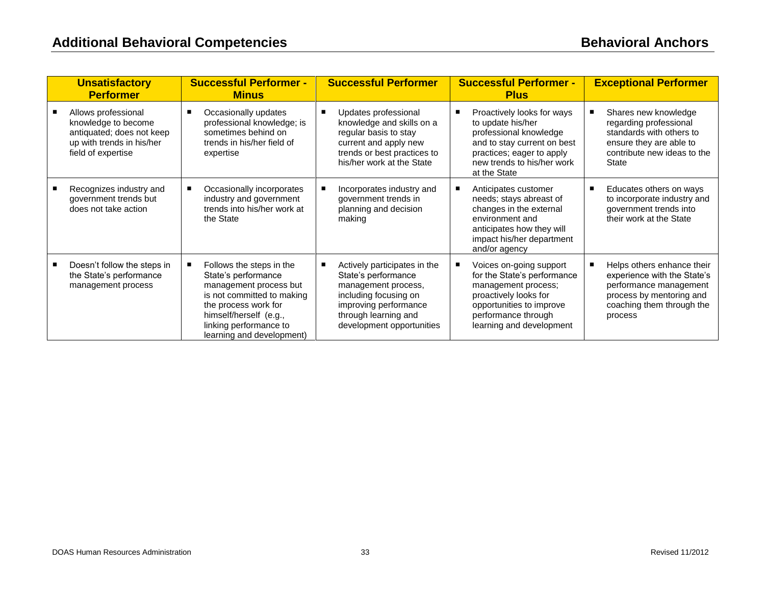## Additional Behavioral Competencies — Behavioral Anchors

| Unsatisfactory Performer | Successful Performer - Minus | Successful Performer | Successful Performer - Plus | Exceptional Performer |
|---|---|---|---|---|
| ▪ Allows professional knowledge to become antiquated; does not keep up with trends in his/her field of expertise | ▪ Occasionally updates professional knowledge; is sometimes behind on trends in his/her field of expertise | ▪ Updates professional knowledge and skills on a regular basis to stay current and apply new trends or best practices to his/her work at the State | ▪ Proactively looks for ways to update his/her professional knowledge and to stay current on best practices; eager to apply new trends to his/her work at the State | ▪ Shares new knowledge regarding professional standards with others to ensure they are able to contribute new ideas to the State |
| ▪ Recognizes industry and government trends but does not take action | ▪ Occasionally incorporates industry and government trends into his/her work at the State | ▪ Incorporates industry and government trends in planning and decision making | ▪ Anticipates customer needs; stays abreast of changes in the external environment and anticipates how they will impact his/her department and/or agency | ▪ Educates others on ways to incorporate industry and government trends into their work at the State |
| ▪ Doesn't follow the steps in the State's performance management process | ▪ Follows the steps in the State's performance management process but is not committed to making the process work for himself/herself (e.g., linking performance to learning and development) | ▪ Actively participates in the State's performance management process, including focusing on improving performance through learning and development opportunities | ▪ Voices on-going support for the State's performance management process; proactively looks for opportunities to improve performance through learning and development | ▪ Helps others enhance their experience with the State's performance management process by mentoring and coaching them through the process |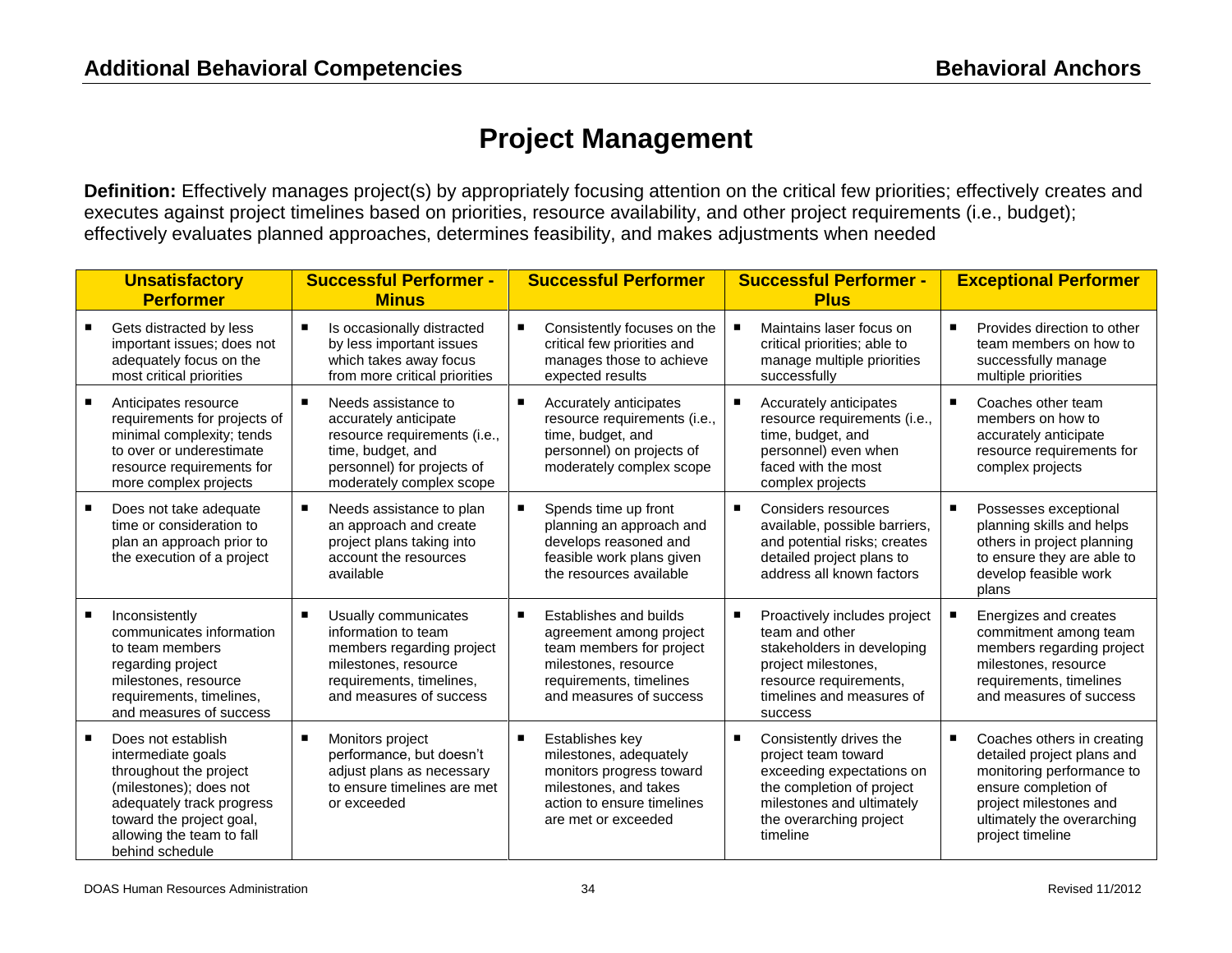# Project Management

**Definition:** Effectively manages project(s) by appropriately focusing attention on the critical few priorities; effectively creates and executes against project timelines based on priorities, resource availability, and other project requirements (i.e., budget); effectively evaluates planned approaches, determines feasibility, and makes adjustments when needed

| Unsatisfactory Performer | Successful Performer - Minus | Successful Performer | Successful Performer - Plus | Exceptional Performer |
|---|---|---|---|---|
| ■ Gets distracted by less important issues; does not adequately focus on the most critical priorities | ■ Is occasionally distracted by less important issues which takes away focus from more critical priorities | ■ Consistently focuses on the critical few priorities and manages those to achieve expected results | ■ Maintains laser focus on critical priorities; able to manage multiple priorities successfully | ■ Provides direction to other team members on how to successfully manage multiple priorities |
| ■ Anticipates resource requirements for projects of minimal complexity; tends to over or underestimate resource requirements for more complex projects | ■ Needs assistance to accurately anticipate resource requirements (i.e., time, budget, and personnel) for projects of moderately complex scope | ■ Accurately anticipates resource requirements (i.e., time, budget, and personnel) on projects of moderately complex scope | ■ Accurately anticipates resource requirements (i.e., time, budget, and personnel) even when faced with the most complex projects | ■ Coaches other team members on how to accurately anticipate resource requirements for complex projects |
| ■ Does not take adequate time or consideration to plan an approach prior to the execution of a project | ■ Needs assistance to plan an approach and create project plans taking into account the resources available | ■ Spends time up front planning an approach and develops reasoned and feasible work plans given the resources available | ■ Considers resources available, possible barriers, and potential risks; creates detailed project plans to address all known factors | ■ Possesses exceptional planning skills and helps others in project planning to ensure they are able to develop feasible work plans |
| ■ Inconsistently communicates information to team members regarding project milestones, resource requirements, timelines, and measures of success | ■ Usually communicates information to team members regarding project milestones, resource requirements, timelines, and measures of success | ■ Establishes and builds agreement among project team members for project milestones, resource requirements, timelines and measures of success | ■ Proactively includes project team and other stakeholders in developing project milestones, resource requirements, timelines and measures of success | ■ Energizes and creates commitment among team members regarding project milestones, resource requirements, timelines and measures of success |
| ■ Does not establish intermediate goals throughout the project (milestones); does not adequately track progress toward the project goal, allowing the team to fall behind schedule | ■ Monitors project performance, but doesn't adjust plans as necessary to ensure timelines are met or exceeded | ■ Establishes key milestones, adequately monitors progress toward milestones, and takes action to ensure timelines are met or exceeded | ■ Consistently drives the project team toward exceeding expectations on the completion of project milestones and ultimately the overarching project timeline | ■ Coaches others in creating detailed project plans and monitoring performance to ensure completion of project milestones and ultimately the overarching project timeline |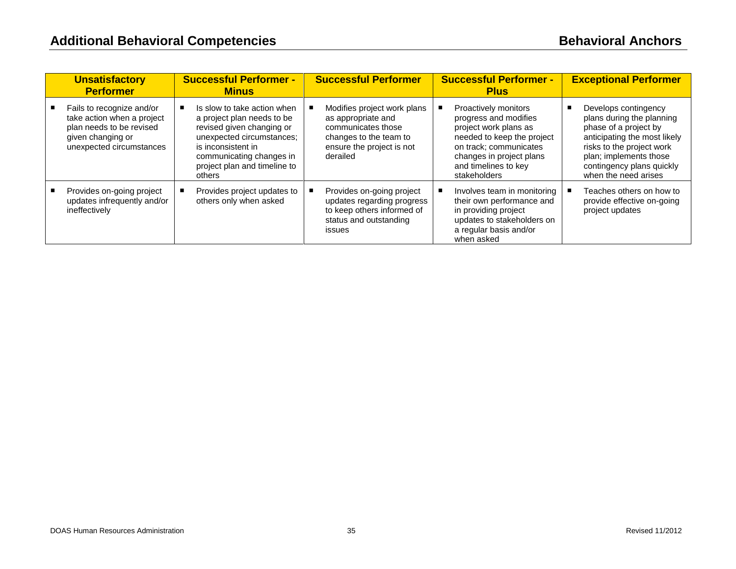## Additional Behavioral Competencies

## Behavioral Anchors

| Unsatisfactory Performer | Successful Performer - Minus | Successful Performer | Successful Performer - Plus | Exceptional Performer |
|---|---|---|---|---|
| ▪ Fails to recognize and/or take action when a project plan needs to be revised given changing or unexpected circumstances | ▪ Is slow to take action when a project plan needs to be revised given changing or unexpected circumstances; is inconsistent in communicating changes in project plan and timeline to others | ▪ Modifies project work plans as appropriate and communicates those changes to the team to ensure the project is not derailed | ▪ Proactively monitors progress and modifies project work plans as needed to keep the project on track; communicates changes in project plans and timelines to key stakeholders | ▪ Develops contingency plans during the planning phase of a project by anticipating the most likely risks to the project work plan; implements those contingency plans quickly when the need arises |
| ▪ Provides on-going project updates infrequently and/or ineffectively | ▪ Provides project updates to others only when asked | ▪ Provides on-going project updates regarding progress to keep others informed of status and outstanding issues | ▪ Involves team in monitoring their own performance and in providing project updates to stakeholders on a regular basis and/or when asked | ▪ Teaches others on how to provide effective on-going project updates |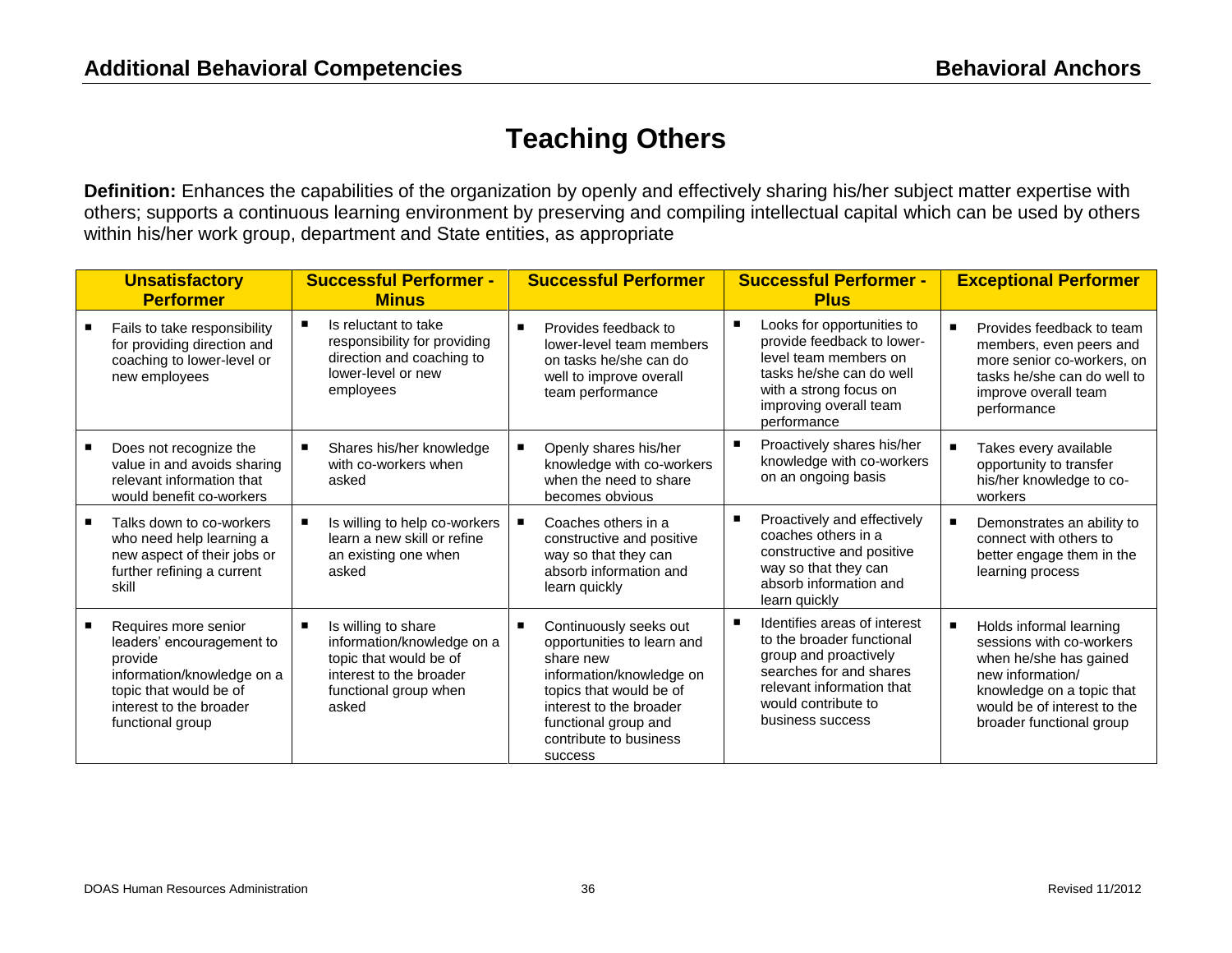**Additional Behavioral Competencies** | **Behavioral Anchors**

# Teaching Others

**Definition:** Enhances the capabilities of the organization by openly and effectively sharing his/her subject matter expertise with others; supports a continuous learning environment by preserving and compiling intellectual capital which can be used by others within his/her work group, department and State entities, as appropriate

| Unsatisfactory Performer | Successful Performer - Minus | Successful Performer | Successful Performer - Plus | Exceptional Performer |
|---|---|---|---|---|
| ▪ Fails to take responsibility for providing direction and coaching to lower-level or new employees | ▪ Is reluctant to take responsibility for providing direction and coaching to lower-level or new employees | ▪ Provides feedback to lower-level team members on tasks he/she can do well to improve overall team performance | ▪ Looks for opportunities to provide feedback to lower-level team members on tasks he/she can do well with a strong focus on improving overall team performance | ▪ Provides feedback to team members, even peers and more senior co-workers, on tasks he/she can do well to improve overall team performance |
| ▪ Does not recognize the value in and avoids sharing relevant information that would benefit co-workers | ▪ Shares his/her knowledge with co-workers when asked | ▪ Openly shares his/her knowledge with co-workers when the need to share becomes obvious | ▪ Proactively shares his/her knowledge with co-workers on an ongoing basis | ▪ Takes every available opportunity to transfer his/her knowledge to co-workers |
| ▪ Talks down to co-workers who need help learning a new aspect of their jobs or further refining a current skill | ▪ Is willing to help co-workers learn a new skill or refine an existing one when asked | ▪ Coaches others in a constructive and positive way so that they can absorb information and learn quickly | ▪ Proactively and effectively coaches others in a constructive and positive way so that they can absorb information and learn quickly | ▪ Demonstrates an ability to connect with others to better engage them in the learning process |
| ▪ Requires more senior leaders' encouragement to provide information/knowledge on a topic that would be of interest to the broader functional group | ▪ Is willing to share information/knowledge on a topic that would be of interest to the broader functional group when asked | ▪ Continuously seeks out opportunities to learn and share new information/knowledge on topics that would be of interest to the broader functional group and contribute to business success | ▪ Identifies areas of interest to the broader functional group and proactively searches for and shares relevant information that would contribute to business success | ▪ Holds informal learning sessions with co-workers when he/she has gained new information/ knowledge on a topic that would be of interest to the broader functional group |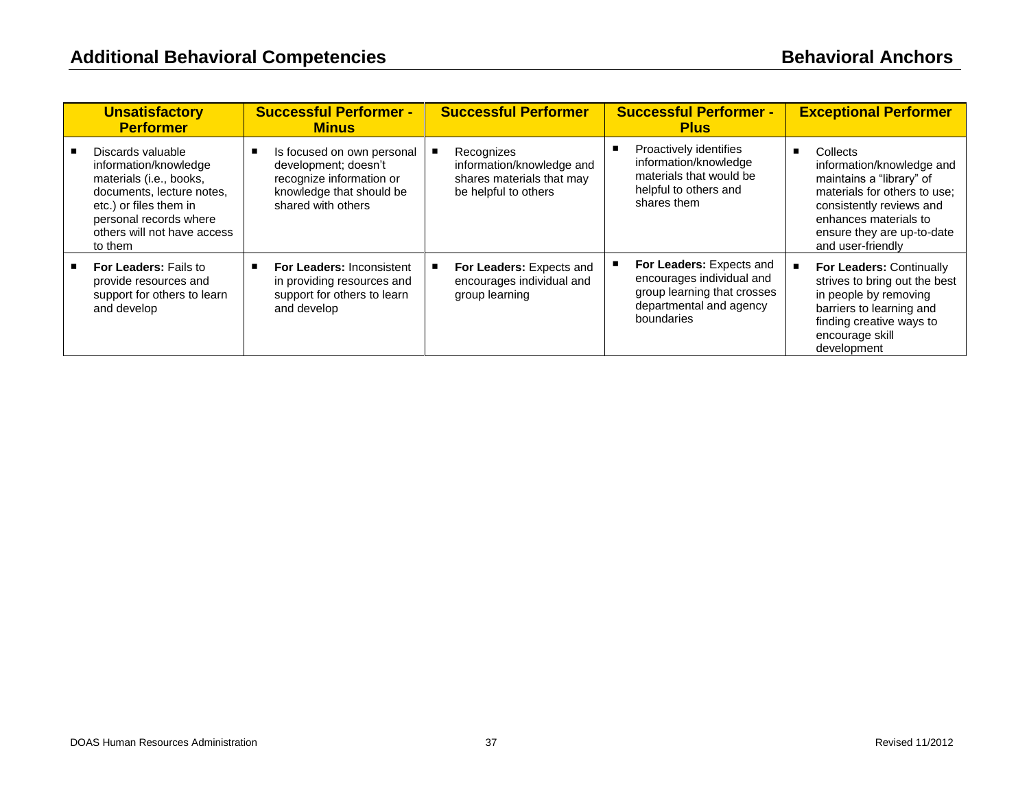## Additional Behavioral Competencies

## Behavioral Anchors

| Unsatisfactory Performer | Successful Performer - Minus | Successful Performer | Successful Performer - Plus | Exceptional Performer |
|---|---|---|---|---|
| ▪ Discards valuable information/knowledge materials (i.e., books, documents, lecture notes, etc.) or files them in personal records where others will not have access to them | ▪ Is focused on own personal development; doesn't recognize information or knowledge that should be shared with others | ▪ Recognizes information/knowledge and shares materials that may be helpful to others | ▪ Proactively identifies information/knowledge materials that would be helpful to others and shares them | ▪ Collects information/knowledge and maintains a "library" of materials for others to use; consistently reviews and enhances materials to ensure they are up-to-date and user-friendly |
| ▪ **For Leaders:** Fails to provide resources and support for others to learn and develop | ▪ **For Leaders:** Inconsistent in providing resources and support for others to learn and develop | ▪ **For Leaders:** Expects and encourages individual and group learning | ▪ **For Leaders:** Expects and encourages individual and group learning that crosses departmental and agency boundaries | ▪ **For Leaders:** Continually strives to bring out the best in people by removing barriers to learning and finding creative ways to encourage skill development |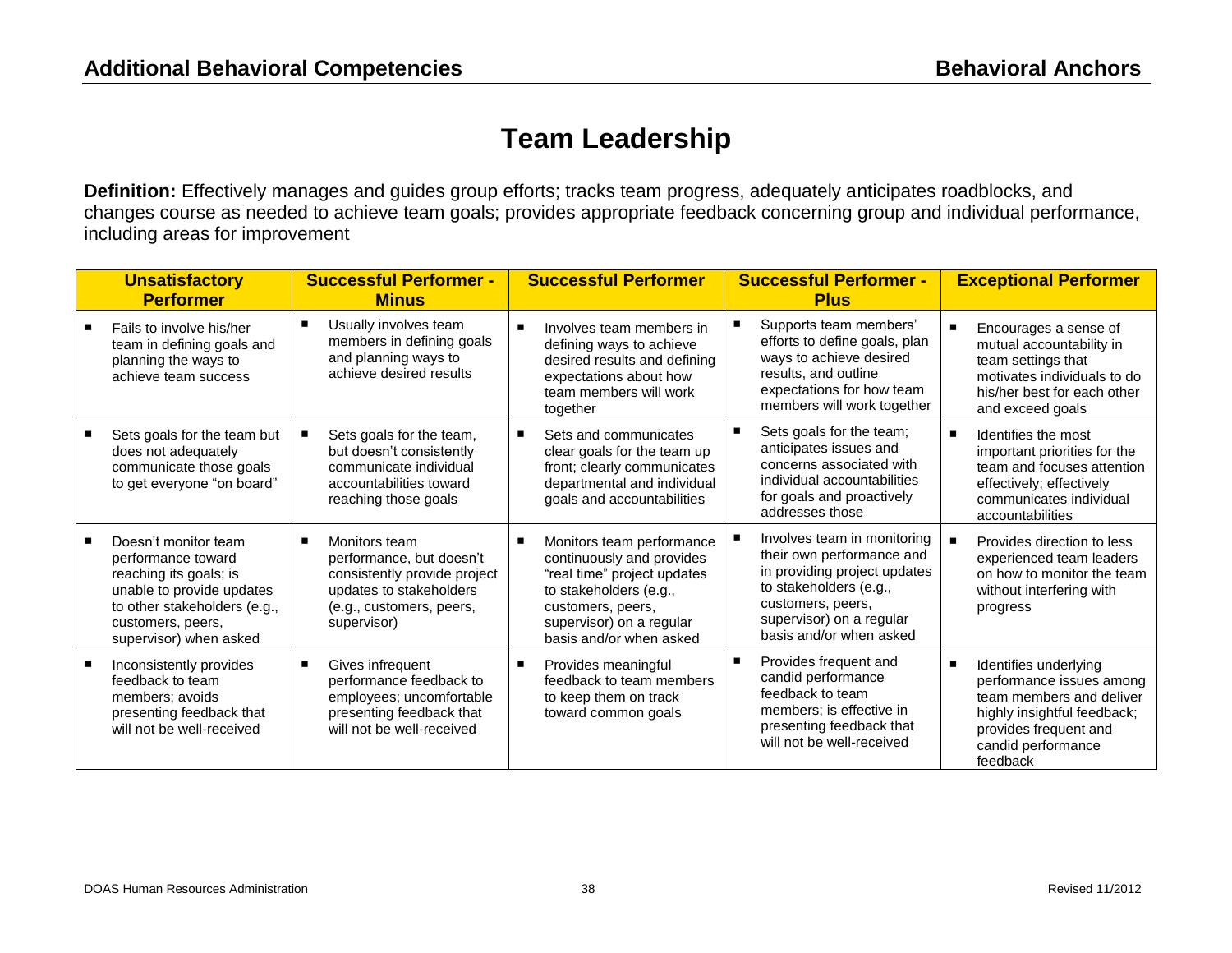# Team Leadership

**Definition:** Effectively manages and guides group efforts; tracks team progress, adequately anticipates roadblocks, and changes course as needed to achieve team goals; provides appropriate feedback concerning group and individual performance, including areas for improvement

| Unsatisfactory Performer | Successful Performer - Minus | Successful Performer | Successful Performer - Plus | Exceptional Performer |
|---|---|---|---|---|
| ■ Fails to involve his/her team in defining goals and planning the ways to achieve team success | ■ Usually involves team members in defining goals and planning ways to achieve desired results | ■ Involves team members in defining ways to achieve desired results and defining expectations about how team members will work together | ■ Supports team members' efforts to define goals, plan ways to achieve desired results, and outline expectations for how team members will work together | ■ Encourages a sense of mutual accountability in team settings that motivates individuals to do his/her best for each other and exceed goals |
| ■ Sets goals for the team but does not adequately communicate those goals to get everyone "on board" | ■ Sets goals for the team, but doesn't consistently communicate individual accountabilities toward reaching those goals | ■ Sets and communicates clear goals for the team up front; clearly communicates departmental and individual goals and accountabilities | ■ Sets goals for the team; anticipates issues and concerns associated with individual accountabilities for goals and proactively addresses those | ■ Identifies the most important priorities for the team and focuses attention effectively; effectively communicates individual accountabilities |
| ■ Doesn't monitor team performance toward reaching its goals; is unable to provide updates to other stakeholders (e.g., customers, peers, supervisor) when asked | ■ Monitors team performance, but doesn't consistently provide project updates to stakeholders (e.g., customers, peers, supervisor) | ■ Monitors team performance continuously and provides "real time" project updates to stakeholders (e.g., customers, peers, supervisor) on a regular basis and/or when asked | ■ Involves team in monitoring their own performance and in providing project updates to stakeholders (e.g., customers, peers, supervisor) on a regular basis and/or when asked | ■ Provides direction to less experienced team leaders on how to monitor the team without interfering with progress |
| ■ Inconsistently provides feedback to team members; avoids presenting feedback that will not be well-received | ■ Gives infrequent performance feedback to employees; uncomfortable presenting feedback that will not be well-received | ■ Provides meaningful feedback to team members to keep them on track toward common goals | ■ Provides frequent and candid performance feedback to team members; is effective in presenting feedback that will not be well-received | ■ Identifies underlying performance issues among team members and deliver highly insightful feedback; provides frequent and candid performance feedback |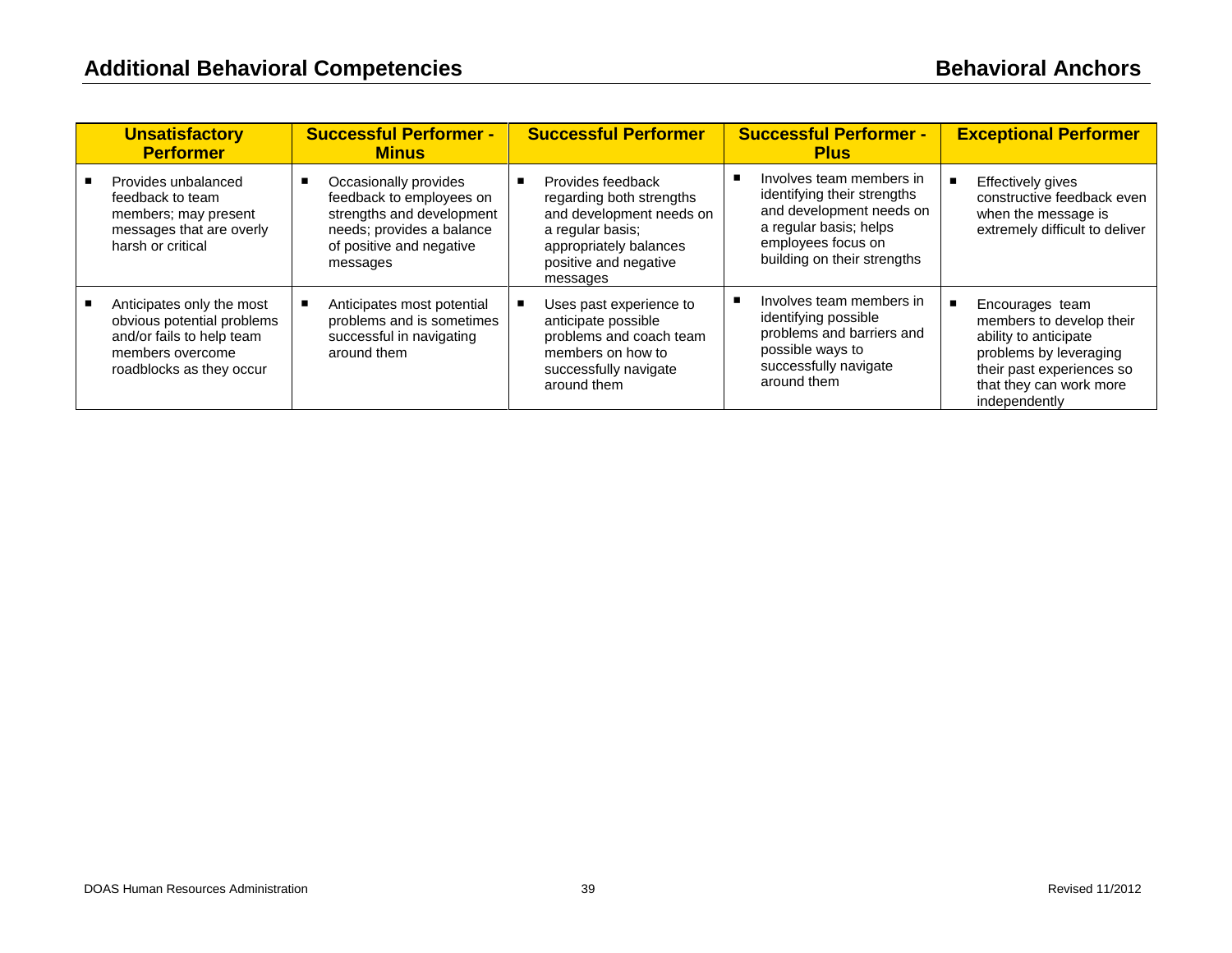## Additional Behavioral Competencies

## Behavioral Anchors

| Unsatisfactory Performer | Successful Performer - Minus | Successful Performer | Successful Performer - Plus | Exceptional Performer |
|---|---|---|---|---|
| ■ Provides unbalanced feedback to team members; may present messages that are overly harsh or critical | ■ Occasionally provides feedback to employees on strengths and development needs; provides a balance of positive and negative messages | ■ Provides feedback regarding both strengths and development needs on a regular basis; appropriately balances positive and negative messages | ■ Involves team members in identifying their strengths and development needs on a regular basis; helps employees focus on building on their strengths | ■ Effectively gives constructive feedback even when the message is extremely difficult to deliver |
| ■ Anticipates only the most obvious potential problems and/or fails to help team members overcome roadblocks as they occur | ■ Anticipates most potential problems and is sometimes successful in navigating around them | ■ Uses past experience to anticipate possible problems and coach team members on how to successfully navigate around them | ■ Involves team members in identifying possible problems and barriers and possible ways to successfully navigate around them | ■ Encourages team members to develop their ability to anticipate problems by leveraging their past experiences so that they can work more independently |

DOAS Human Resources Administration

Revised 11/2012